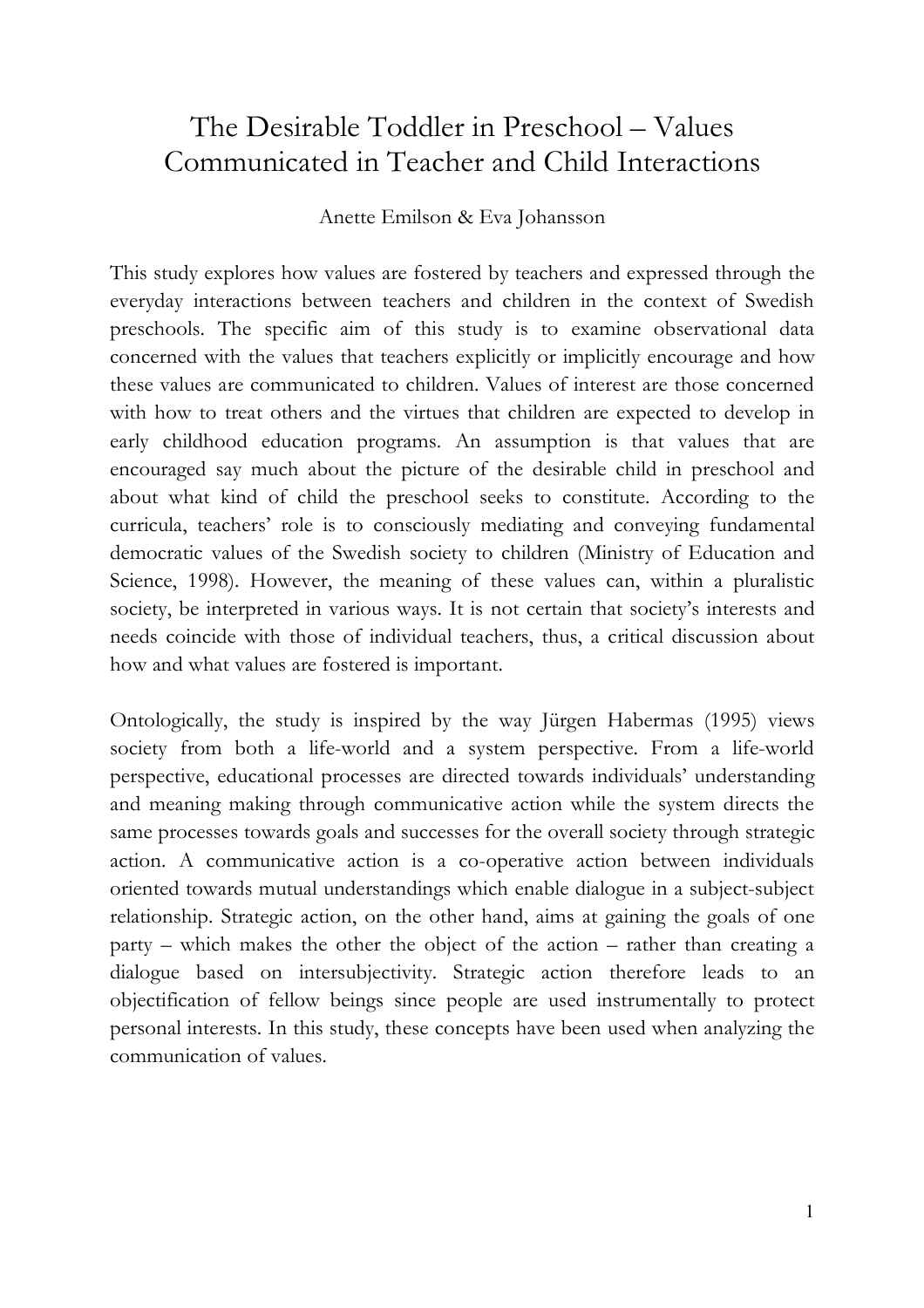# The Desirable Toddler in Preschool – Values Communicated in Teacher and Child Interactions

Anette Emilson & Eva Johansson

This study explores how values are fostered by teachers and expressed through the everyday interactions between teachers and children in the context of Swedish preschools. The specific aim of this study is to examine observational data concerned with the values that teachers explicitly or implicitly encourage and how these values are communicated to children. Values of interest are those concerned with how to treat others and the virtues that children are expected to develop in early childhood education programs. An assumption is that values that are encouraged say much about the picture of the desirable child in preschool and about what kind of child the preschool seeks to constitute. According to the curricula, teachers' role is to consciously mediating and conveying fundamental democratic values of the Swedish society to children (Ministry of Education and Science, 1998). However, the meaning of these values can, within a pluralistic society, be interpreted in various ways. It is not certain that society's interests and needs coincide with those of individual teachers, thus, a critical discussion about how and what values are fostered is important.

Ontologically, the study is inspired by the way Jürgen Habermas (1995) views society from both a life-world and a system perspective. From a life-world perspective, educational processes are directed towards individuals' understanding and meaning making through communicative action while the system directs the same processes towards goals and successes for the overall society through strategic action. A communicative action is a co-operative action between individuals oriented towards mutual understandings which enable dialogue in a subject-subject relationship. Strategic action, on the other hand, aims at gaining the goals of one party – which makes the other the object of the action – rather than creating a dialogue based on intersubjectivity. Strategic action therefore leads to an objectification of fellow beings since people are used instrumentally to protect personal interests. In this study, these concepts have been used when analyzing the communication of values.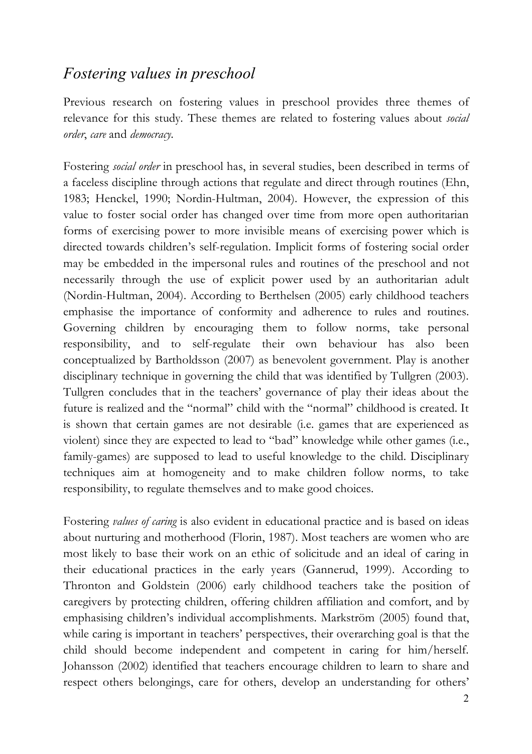## *Fostering values in preschool*

Previous research on fostering values in preschool provides three themes of relevance for this study. These themes are related to fostering values about *social order*, *care* and *democracy*.

Fostering *social order* in preschool has, in several studies, been described in terms of a faceless discipline through actions that regulate and direct through routines (Ehn, 1983; Henckel, 1990; Nordin-Hultman, 2004). However, the expression of this value to foster social order has changed over time from more open authoritarian forms of exercising power to more invisible means of exercising power which is directed towards children's self-regulation. Implicit forms of fostering social order may be embedded in the impersonal rules and routines of the preschool and not necessarily through the use of explicit power used by an authoritarian adult (Nordin-Hultman, 2004). According to Berthelsen (2005) early childhood teachers emphasise the importance of conformity and adherence to rules and routines. Governing children by encouraging them to follow norms, take personal responsibility, and to self-regulate their own behaviour has also been conceptualized by Bartholdsson (2007) as benevolent government. Play is another disciplinary technique in governing the child that was identified by Tullgren (2003). Tullgren concludes that in the teachers' governance of play their ideas about the future is realized and the "normal" child with the "normal" childhood is created. It is shown that certain games are not desirable (i.e. games that are experienced as violent) since they are expected to lead to "bad" knowledge while other games (i.e., family-games) are supposed to lead to useful knowledge to the child. Disciplinary techniques aim at homogeneity and to make children follow norms, to take responsibility, to regulate themselves and to make good choices.

Fostering *values of caring* is also evident in educational practice and is based on ideas about nurturing and motherhood (Florin, 1987). Most teachers are women who are most likely to base their work on an ethic of solicitude and an ideal of caring in their educational practices in the early years (Gannerud, 1999). According to Thronton and Goldstein (2006) early childhood teachers take the position of caregivers by protecting children, offering children affiliation and comfort, and by emphasising children's individual accomplishments. Markström (2005) found that, while caring is important in teachers' perspectives, their overarching goal is that the child should become independent and competent in caring for him/herself. Johansson (2002) identified that teachers encourage children to learn to share and respect others belongings, care for others, develop an understanding for others'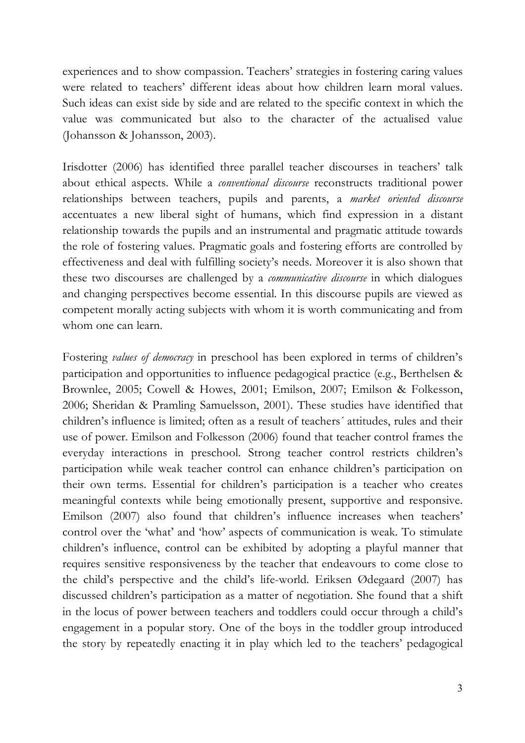experiences and to show compassion. Teachers' strategies in fostering caring values were related to teachers' different ideas about how children learn moral values. Such ideas can exist side by side and are related to the specific context in which the value was communicated but also to the character of the actualised value (Johansson & Johansson, 2003).

Irisdotter (2006) has identified three parallel teacher discourses in teachers' talk about ethical aspects. While a *conventional discourse* reconstructs traditional power relationships between teachers, pupils and parents, a *market oriented discourse* accentuates a new liberal sight of humans, which find expression in a distant relationship towards the pupils and an instrumental and pragmatic attitude towards the role of fostering values. Pragmatic goals and fostering efforts are controlled by effectiveness and deal with fulfilling society's needs. Moreover it is also shown that these two discourses are challenged by a *communicative discourse* in which dialogues and changing perspectives become essential. In this discourse pupils are viewed as competent morally acting subjects with whom it is worth communicating and from whom one can learn.

Fostering *values of democracy* in preschool has been explored in terms of children's participation and opportunities to influence pedagogical practice (e.g., Berthelsen & Brownlee, 2005; Cowell & Howes, 2001; Emilson, 2007; Emilson & Folkesson, 2006; Sheridan & Pramling Samuelsson, 2001). These studies have identified that children's influence is limited; often as a result of teachers´ attitudes, rules and their use of power. Emilson and Folkesson (2006) found that teacher control frames the everyday interactions in preschool. Strong teacher control restricts children's participation while weak teacher control can enhance children's participation on their own terms. Essential for children's participation is a teacher who creates meaningful contexts while being emotionally present, supportive and responsive. Emilson (2007) also found that children's influence increases when teachers' control over the 'what' and 'how' aspects of communication is weak. To stimulate children's influence, control can be exhibited by adopting a playful manner that requires sensitive responsiveness by the teacher that endeavours to come close to the child's perspective and the child's life-world. Eriksen Ødegaard (2007) has discussed children's participation as a matter of negotiation. She found that a shift in the locus of power between teachers and toddlers could occur through a child's engagement in a popular story. One of the boys in the toddler group introduced the story by repeatedly enacting it in play which led to the teachers' pedagogical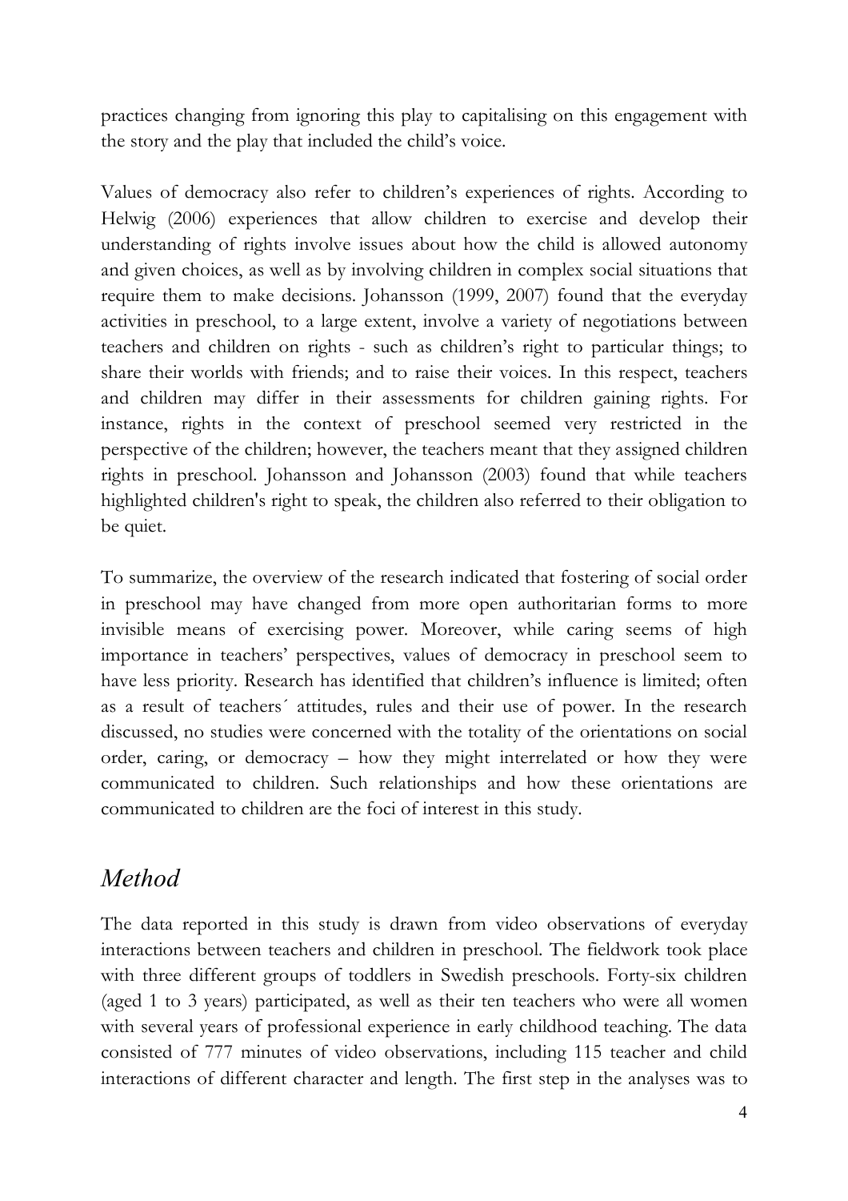practices changing from ignoring this play to capitalising on this engagement with the story and the play that included the child's voice.

Values of democracy also refer to children's experiences of rights. According to Helwig (2006) experiences that allow children to exercise and develop their understanding of rights involve issues about how the child is allowed autonomy and given choices, as well as by involving children in complex social situations that require them to make decisions. Johansson (1999, 2007) found that the everyday activities in preschool, to a large extent, involve a variety of negotiations between teachers and children on rights - such as children's right to particular things; to share their worlds with friends; and to raise their voices. In this respect, teachers and children may differ in their assessments for children gaining rights. For instance, rights in the context of preschool seemed very restricted in the perspective of the children; however, the teachers meant that they assigned children rights in preschool. Johansson and Johansson (2003) found that while teachers highlighted children's right to speak, the children also referred to their obligation to be quiet.

To summarize, the overview of the research indicated that fostering of social order in preschool may have changed from more open authoritarian forms to more invisible means of exercising power. Moreover, while caring seems of high importance in teachers' perspectives, values of democracy in preschool seem to have less priority. Research has identified that children's influence is limited; often as a result of teachers´ attitudes, rules and their use of power. In the research discussed, no studies were concerned with the totality of the orientations on social order, caring, or democracy – how they might interrelated or how they were communicated to children. Such relationships and how these orientations are communicated to children are the foci of interest in this study.

## *Method*

The data reported in this study is drawn from video observations of everyday interactions between teachers and children in preschool. The fieldwork took place with three different groups of toddlers in Swedish preschools. Forty-six children (aged 1 to 3 years) participated, as well as their ten teachers who were all women with several years of professional experience in early childhood teaching. The data consisted of 777 minutes of video observations, including 115 teacher and child interactions of different character and length. The first step in the analyses was to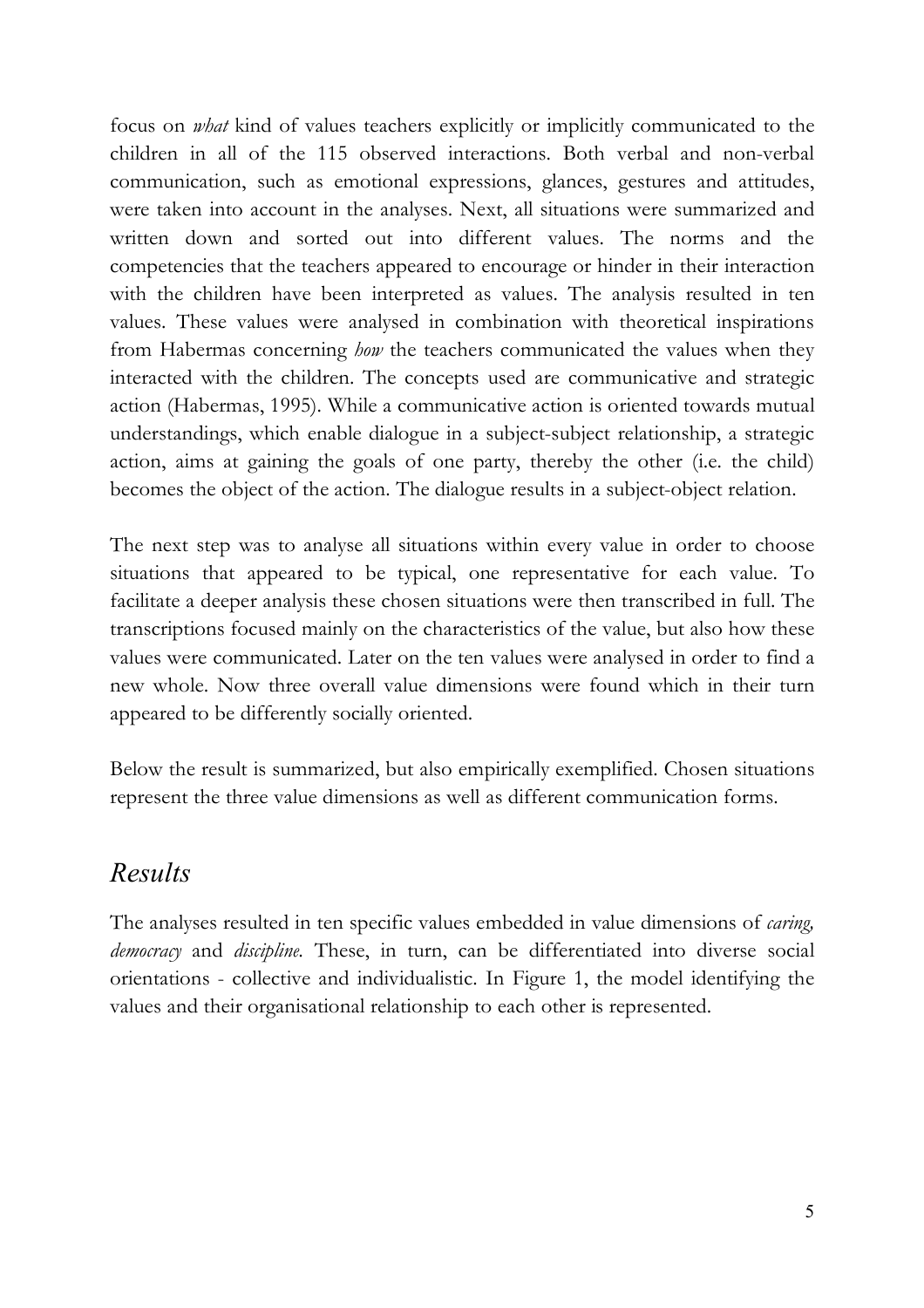focus on *what* kind of values teachers explicitly or implicitly communicated to the children in all of the 115 observed interactions. Both verbal and non-verbal communication, such as emotional expressions, glances, gestures and attitudes, were taken into account in the analyses. Next, all situations were summarized and written down and sorted out into different values. The norms and the competencies that the teachers appeared to encourage or hinder in their interaction with the children have been interpreted as values. The analysis resulted in ten values. These values were analysed in combination with theoretical inspirations from Habermas concerning *how* the teachers communicated the values when they interacted with the children. The concepts used are communicative and strategic action (Habermas, 1995). While a communicative action is oriented towards mutual understandings, which enable dialogue in a subject-subject relationship, a strategic action, aims at gaining the goals of one party, thereby the other (i.e. the child) becomes the object of the action. The dialogue results in a subject-object relation.

The next step was to analyse all situations within every value in order to choose situations that appeared to be typical, one representative for each value. To facilitate a deeper analysis these chosen situations were then transcribed in full. The transcriptions focused mainly on the characteristics of the value, but also how these values were communicated. Later on the ten values were analysed in order to find a new whole. Now three overall value dimensions were found which in their turn appeared to be differently socially oriented.

Below the result is summarized, but also empirically exemplified. Chosen situations represent the three value dimensions as well as different communication forms.

## *Results*

The analyses resulted in ten specific values embedded in value dimensions of *caring, democracy* and *discipline*. These, in turn, can be differentiated into diverse social orientations - collective and individualistic. In Figure 1, the model identifying the values and their organisational relationship to each other is represented.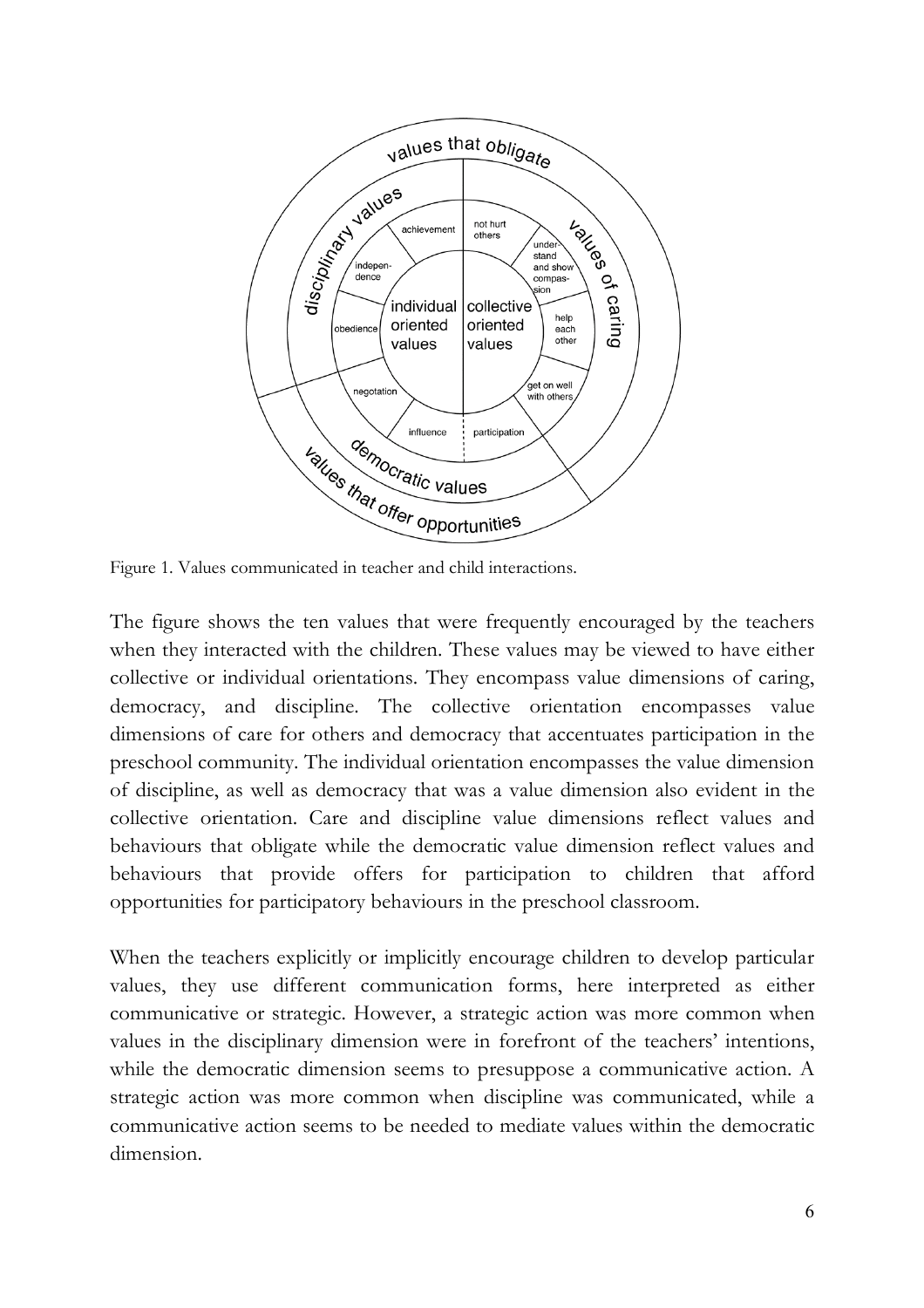Figure 1. Values communicated in teacher and child interactions.

The figure shows the ten values that were frequently encouraged by the teachers when they interacted with the children. These values may be viewed to have either collective or individual orientations. They encompass value dimensions of caring, democracy, and discipline. The collective orientation encompasses value dimensions of care for others and democracy that accentuates participation in the preschool community. The individual orientation encompasses the value dimension of discipline, as well as democracy that was a value dimension also evident in the collective orientation. Care and discipline value dimensions reflect values and behaviours that obligate while the democratic value dimension reflect values and behaviours that provide offers for participation to children that afford opportunities for participatory behaviours in the preschool classroom.

When the teachers explicitly or implicitly encourage children to develop particular values, they use different communication forms, here interpreted as either communicative or strategic. However, a strategic action was more common when values in the disciplinary dimension were in forefront of the teachers' intentions, while the democratic dimension seems to presuppose a communicative action. A strategic action was more common when discipline was communicated, while a communicative action seems to be needed to mediate values within the democratic dimension.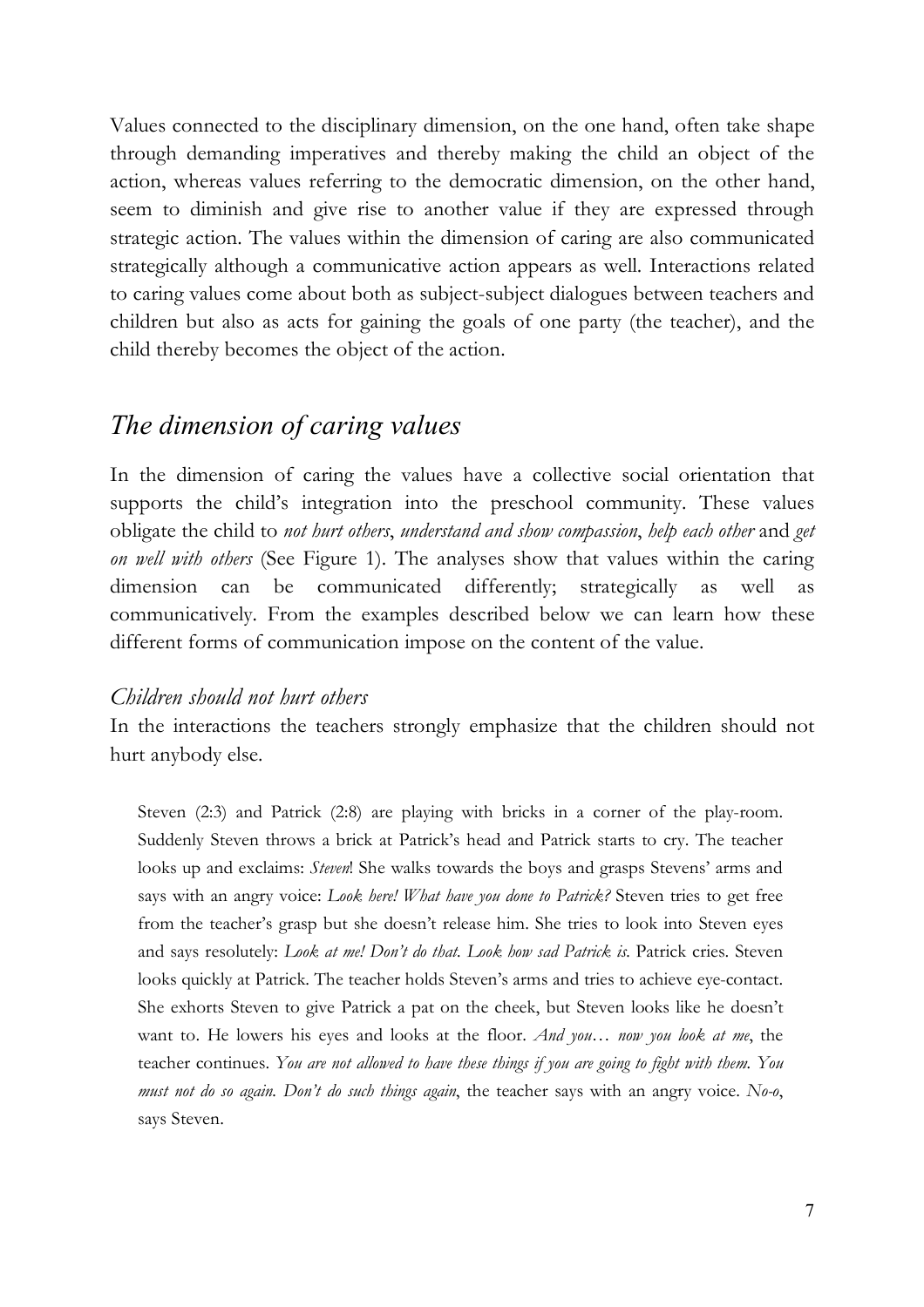Values connected to the disciplinary dimension, on the one hand, often take shape through demanding imperatives and thereby making the child an object of the action, whereas values referring to the democratic dimension, on the other hand, seem to diminish and give rise to another value if they are expressed through strategic action. The values within the dimension of caring are also communicated strategically although a communicative action appears as well. Interactions related to caring values come about both as subject-subject dialogues between teachers and children but also as acts for gaining the goals of one party (the teacher), and the child thereby becomes the object of the action.

## *The dimension of caring values*

In the dimension of caring the values have a collective social orientation that supports the child's integration into the preschool community. These values obligate the child to *not hurt others*, *understand and show compassion*, *help each other* and *get on well with others* (See Figure 1). The analyses show that values within the caring dimension can be communicated differently; strategically as well as communicatively. From the examples described below we can learn how these different forms of communication impose on the content of the value.

### *Children should not hurt others*

In the interactions the teachers strongly emphasize that the children should not hurt anybody else.

> Steven (2:3) and Patrick (2:8) are playing with bricks in a corner of the play-room. Suddenly Steven throws a brick at Patrick's head and Patrick starts to cry. The teacher looks up and exclaims: *Steven*! She walks towards the boys and grasps Stevens' arms and says with an angry voice: *Look here! What have you done to Patrick?* Steven tries to get free from the teacher's grasp but she doesn't release him. She tries to look into Steven eyes and says resolutely: *Look at me! Don't do that. Look how sad Patrick is.* Patrick cries. Steven looks quickly at Patrick. The teacher holds Steven's arms and tries to achieve eye-contact. She exhorts Steven to give Patrick a pat on the cheek, but Steven looks like he doesn't want to. He lowers his eyes and looks at the floor. *And you… now you look at me*, the teacher continues. *You are not allowed to have these things if you are going to fight with them. You must not do so again. Don't do such things again*, the teacher says with an angry voice. *No-o*, says Steven.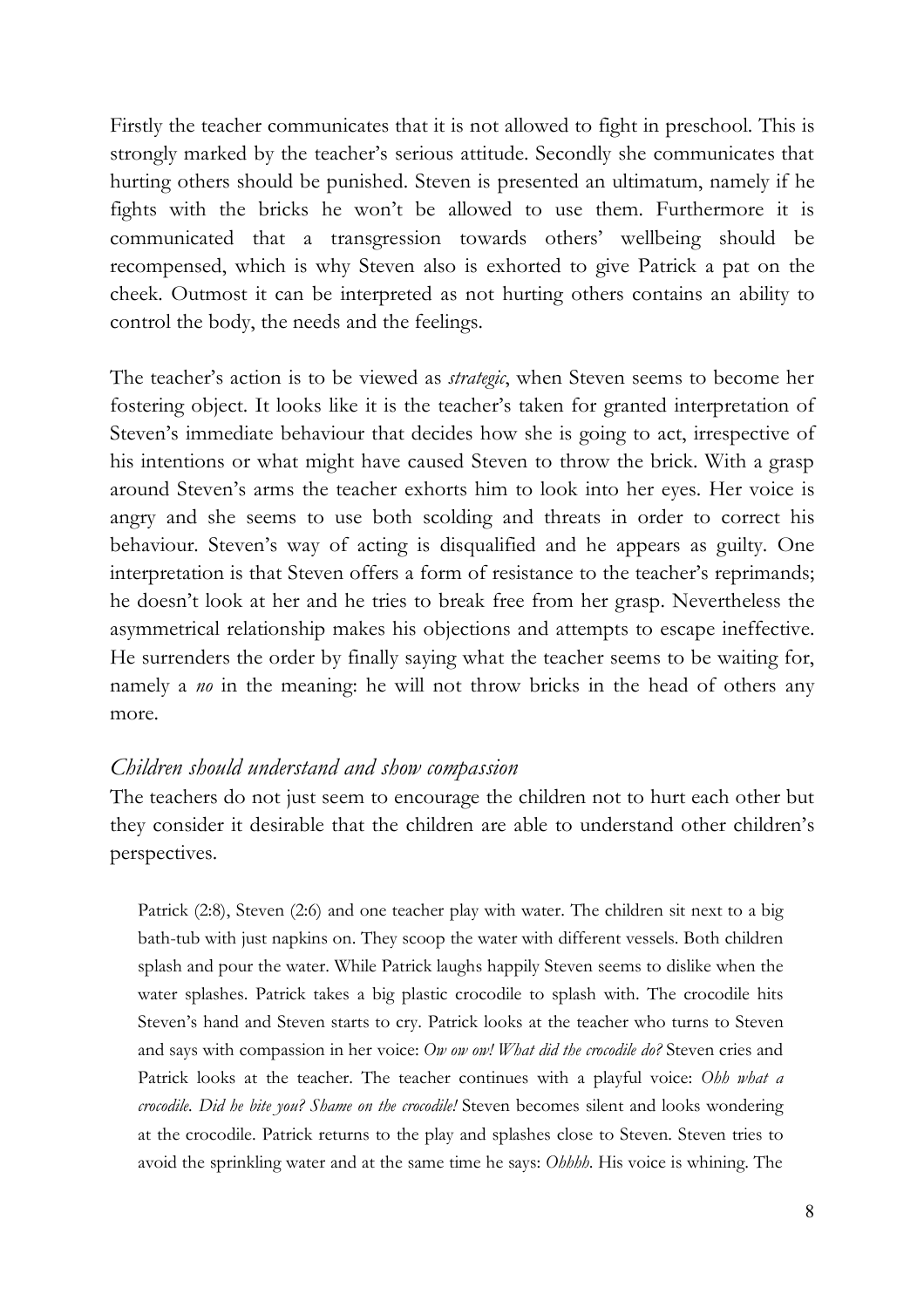Firstly the teacher communicates that it is not allowed to fight in preschool. This is strongly marked by the teacher's serious attitude. Secondly she communicates that hurting others should be punished. Steven is presented an ultimatum, namely if he fights with the bricks he won't be allowed to use them. Furthermore it is communicated that a transgression towards others' wellbeing should be recompensed, which is why Steven also is exhorted to give Patrick a pat on the cheek. Outmost it can be interpreted as not hurting others contains an ability to control the body, the needs and the feelings.

The teacher's action is to be viewed as *strategic*, when Steven seems to become her fostering object. It looks like it is the teacher's taken for granted interpretation of Steven's immediate behaviour that decides how she is going to act, irrespective of his intentions or what might have caused Steven to throw the brick. With a grasp around Steven's arms the teacher exhorts him to look into her eyes. Her voice is angry and she seems to use both scolding and threats in order to correct his behaviour. Steven's way of acting is disqualified and he appears as guilty. One interpretation is that Steven offers a form of resistance to the teacher's reprimands; he doesn't look at her and he tries to break free from her grasp. Nevertheless the asymmetrical relationship makes his objections and attempts to escape ineffective. He surrenders the order by finally saying what the teacher seems to be waiting for, namely a *no* in the meaning: he will not throw bricks in the head of others any more.

### *Children should understand and show compassion*

The teachers do not just seem to encourage the children not to hurt each other but they consider it desirable that the children are able to understand other children's perspectives.

> Patrick (2:8), Steven (2:6) and one teacher play with water. The children sit next to a big bath-tub with just napkins on. They scoop the water with different vessels. Both children splash and pour the water. While Patrick laughs happily Steven seems to dislike when the water splashes. Patrick takes a big plastic crocodile to splash with. The crocodile hits Steven's hand and Steven starts to cry. Patrick looks at the teacher who turns to Steven and says with compassion in her voice: *Ow ow ow! What did the crocodile do?* Steven cries and Patrick looks at the teacher. The teacher continues with a playful voice: *Ohh what a crocodile. Did he bite you? Shame on the crocodile!* Steven becomes silent and looks wondering at the crocodile. Patrick returns to the play and splashes close to Steven. Steven tries to avoid the sprinkling water and at the same time he says: *Ohhhh*. His voice is whining. The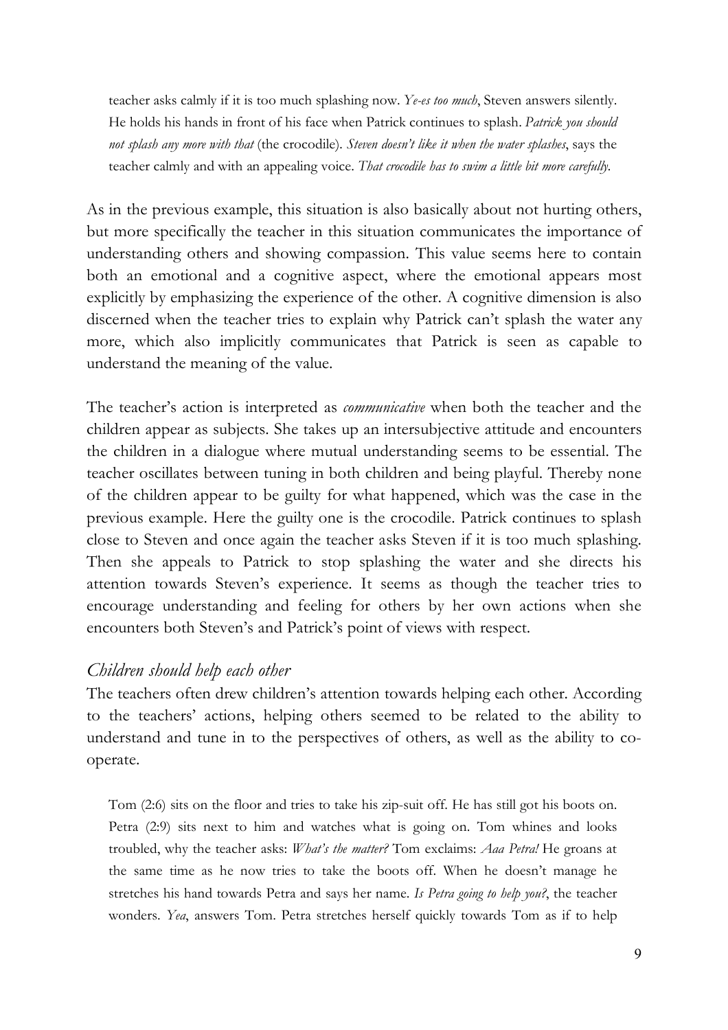teacher asks calmly if it is too much splashing now. *Ye-es too much*, Steven answers silently. He holds his hands in front of his face when Patrick continues to splash. *Patrick you should not splash any more with that* (the crocodile). *Steven doesn't like it when the water splashes*, says the teacher calmly and with an appealing voice. *That crocodile has to swim a little bit more carefully.*

As in the previous example, this situation is also basically about not hurting others, but more specifically the teacher in this situation communicates the importance of understanding others and showing compassion. This value seems here to contain both an emotional and a cognitive aspect, where the emotional appears most explicitly by emphasizing the experience of the other. A cognitive dimension is also discerned when the teacher tries to explain why Patrick can't splash the water any more, which also implicitly communicates that Patrick is seen as capable to understand the meaning of the value.

The teacher's action is interpreted as *communicative* when both the teacher and the children appear as subjects. She takes up an intersubjective attitude and encounters the children in a dialogue where mutual understanding seems to be essential. The teacher oscillates between tuning in both children and being playful. Thereby none of the children appear to be guilty for what happened, which was the case in the previous example. Here the guilty one is the crocodile. Patrick continues to splash close to Steven and once again the teacher asks Steven if it is too much splashing. Then she appeals to Patrick to stop splashing the water and she directs his attention towards Steven's experience. It seems as though the teacher tries to encourage understanding and feeling for others by her own actions when she encounters both Steven's and Patrick's point of views with respect.

### *Children should help each other*

The teachers often drew children's attention towards helping each other. According to the teachers' actions, helping others seemed to be related to the ability to understand and tune in to the perspectives of others, as well as the ability to co-operate.

Tom (2:6) sits on the floor and tries to take his zip-suit off. He has still got his boots on. Petra (2:9) sits next to him and watches what is going on. Tom whines and looks troubled, why the teacher asks: *What's the matter?* Tom exclaims: *Aaa Petra!* He groans at the same time as he now tries to take the boots off. When he doesn't manage he stretches his hand towards Petra and says her name. *Is Petra going to help you?*, the teacher wonders. *Yea*, answers Tom. Petra stretches herself quickly towards Tom as if to help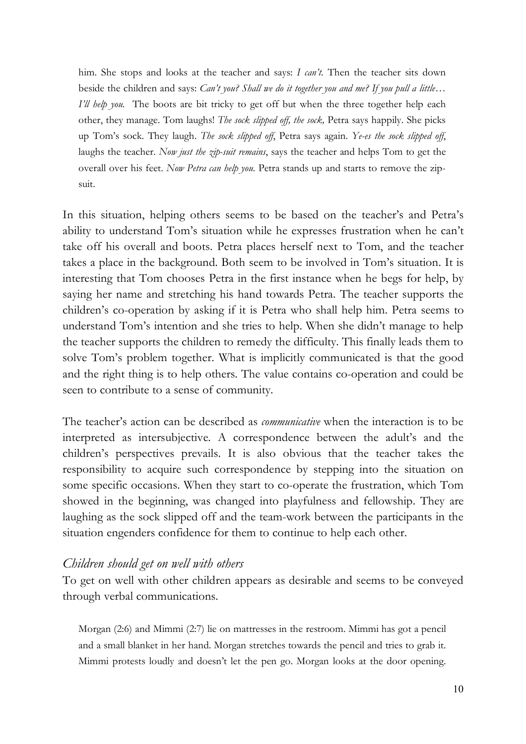> him. She stops and looks at the teacher and says: *I can't.* Then the teacher sits down beside the children and says: *Can't you? Shall we do it together you and me? If you pull a little… I'll help you.* The boots are bit tricky to get off but when the three together help each other, they manage. Tom laughs! *The sock slipped off, the sock,* Petra says happily. She picks up Tom's sock. They laugh. *The sock slipped off*, Petra says again. *Ye-es the sock slipped off*, laughs the teacher. *Now just the zip-suit remains*, says the teacher and helps Tom to get the overall over his feet. *Now Petra can help you.* Petra stands up and starts to remove the zip-suit.

In this situation, helping others seems to be based on the teacher's and Petra's ability to understand Tom's situation while he expresses frustration when he can't take off his overall and boots. Petra places herself next to Tom, and the teacher takes a place in the background. Both seem to be involved in Tom's situation. It is interesting that Tom chooses Petra in the first instance when he begs for help, by saying her name and stretching his hand towards Petra. The teacher supports the children's co-operation by asking if it is Petra who shall help him. Petra seems to understand Tom's intention and she tries to help. When she didn't manage to help the teacher supports the children to remedy the difficulty. This finally leads them to solve Tom's problem together. What is implicitly communicated is that the good and the right thing is to help others. The value contains co-operation and could be seen to contribute to a sense of community.

The teacher's action can be described as *communicative* when the interaction is to be interpreted as intersubjective. A correspondence between the adult's and the children's perspectives prevails. It is also obvious that the teacher takes the responsibility to acquire such correspondence by stepping into the situation on some specific occasions. When they start to co-operate the frustration, which Tom showed in the beginning, was changed into playfulness and fellowship. They are laughing as the sock slipped off and the team-work between the participants in the situation engenders confidence for them to continue to help each other.

### *Children should get on well with others*

To get on well with other children appears as desirable and seems to be conveyed through verbal communications.

> Morgan (2:6) and Mimmi (2:7) lie on mattresses in the restroom. Mimmi has got a pencil and a small blanket in her hand. Morgan stretches towards the pencil and tries to grab it. Mimmi protests loudly and doesn't let the pen go. Morgan looks at the door opening.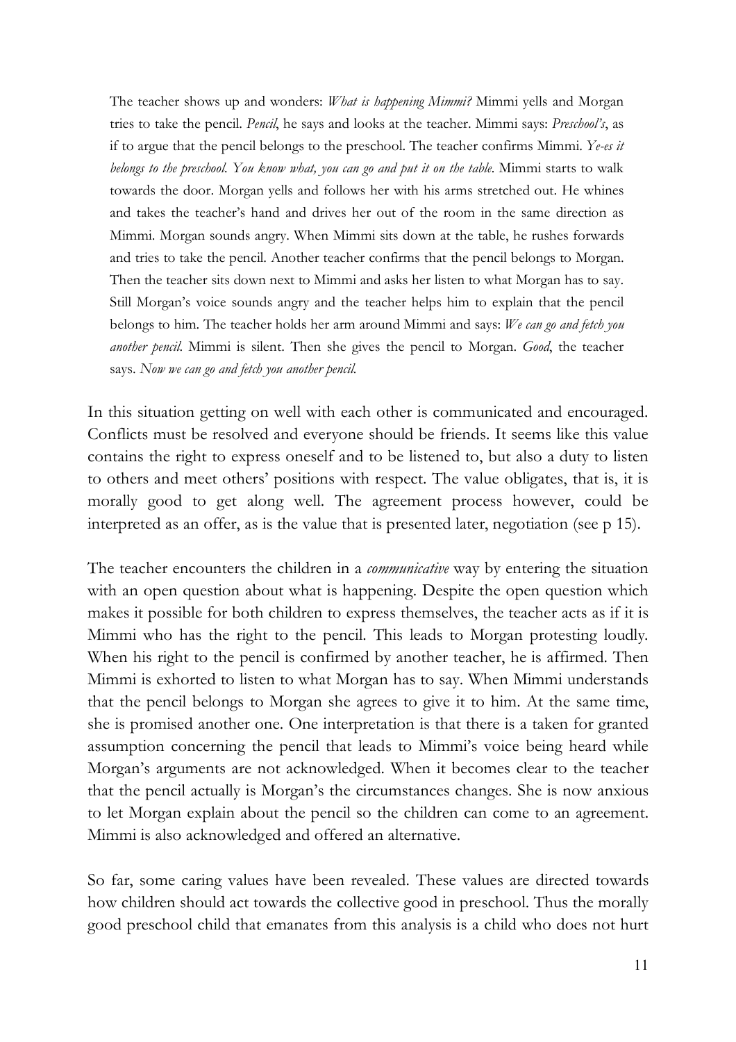> The teacher shows up and wonders: *What is happening Mimmi?* Mimmi yells and Morgan tries to take the pencil. *Pencil*, he says and looks at the teacher. Mimmi says: *Preschool's*, as if to argue that the pencil belongs to the preschool. The teacher confirms Mimmi. *Ye-es it belongs to the preschool. You know what, you can go and put it on the table*. Mimmi starts to walk towards the door. Morgan yells and follows her with his arms stretched out. He whines and takes the teacher's hand and drives her out of the room in the same direction as Mimmi. Morgan sounds angry. When Mimmi sits down at the table, he rushes forwards and tries to take the pencil. Another teacher confirms that the pencil belongs to Morgan. Then the teacher sits down next to Mimmi and asks her listen to what Morgan has to say. Still Morgan's voice sounds angry and the teacher helps him to explain that the pencil belongs to him. The teacher holds her arm around Mimmi and says: *We can go and fetch you another pencil*. Mimmi is silent. Then she gives the pencil to Morgan. *Good*, the teacher says. *Now we can go and fetch you another pencil.*

In this situation getting on well with each other is communicated and encouraged. Conflicts must be resolved and everyone should be friends. It seems like this value contains the right to express oneself and to be listened to, but also a duty to listen to others and meet others' positions with respect. The value obligates, that is, it is morally good to get along well. The agreement process however, could be interpreted as an offer, as is the value that is presented later, negotiation (see p 15).

The teacher encounters the children in a *communicative* way by entering the situation with an open question about what is happening. Despite the open question which makes it possible for both children to express themselves, the teacher acts as if it is Mimmi who has the right to the pencil. This leads to Morgan protesting loudly. When his right to the pencil is confirmed by another teacher, he is affirmed. Then Mimmi is exhorted to listen to what Morgan has to say. When Mimmi understands that the pencil belongs to Morgan she agrees to give it to him. At the same time, she is promised another one. One interpretation is that there is a taken for granted assumption concerning the pencil that leads to Mimmi's voice being heard while Morgan's arguments are not acknowledged. When it becomes clear to the teacher that the pencil actually is Morgan's the circumstances changes. She is now anxious to let Morgan explain about the pencil so the children can come to an agreement. Mimmi is also acknowledged and offered an alternative.

So far, some caring values have been revealed. These values are directed towards how children should act towards the collective good in preschool. Thus the morally good preschool child that emanates from this analysis is a child who does not hurt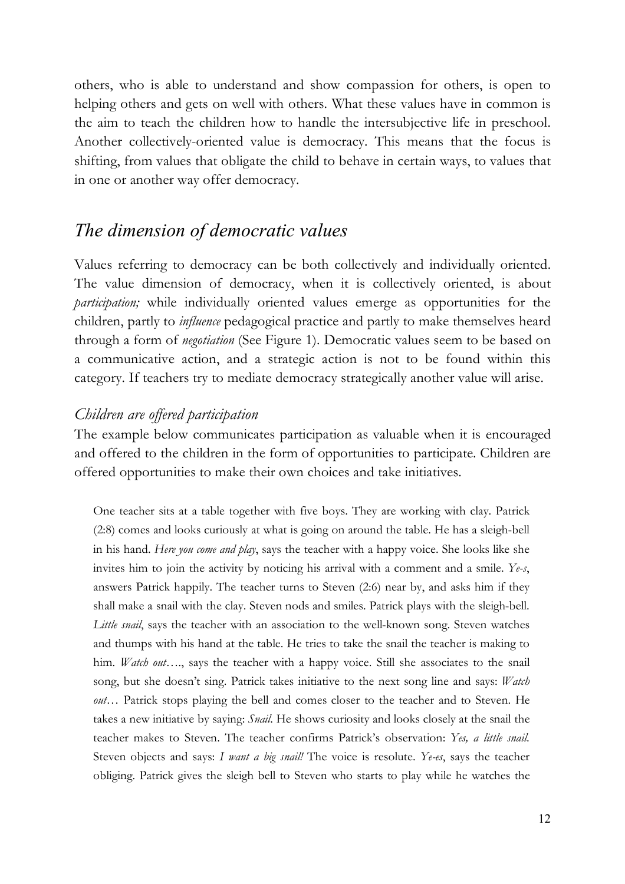others, who is able to understand and show compassion for others, is open to helping others and gets on well with others. What these values have in common is the aim to teach the children how to handle the intersubjective life in preschool. Another collectively-oriented value is democracy. This means that the focus is shifting, from values that obligate the child to behave in certain ways, to values that in one or another way offer democracy.

## *The dimension of democratic values*

Values referring to democracy can be both collectively and individually oriented. The value dimension of democracy, when it is collectively oriented, is about *participation;* while individually oriented values emerge as opportunities for the children, partly to *influence* pedagogical practice and partly to make themselves heard through a form of *negotiation* (See Figure 1). Democratic values seem to be based on a communicative action, and a strategic action is not to be found within this category. If teachers try to mediate democracy strategically another value will arise.

### *Children are offered participation*

The example below communicates participation as valuable when it is encouraged and offered to the children in the form of opportunities to participate. Children are offered opportunities to make their own choices and take initiatives.

> One teacher sits at a table together with five boys. They are working with clay. Patrick (2:8) comes and looks curiously at what is going on around the table. He has a sleigh-bell in his hand. *Here you come and play*, says the teacher with a happy voice. She looks like she invites him to join the activity by noticing his arrival with a comment and a smile. *Ye-s*, answers Patrick happily. The teacher turns to Steven (2:6) near by, and asks him if they shall make a snail with the clay. Steven nods and smiles. Patrick plays with the sleigh-bell. *Little snail*, says the teacher with an association to the well-known song. Steven watches and thumps with his hand at the table. He tries to take the snail the teacher is making to him. *Watch out….*, says the teacher with a happy voice. Still she associates to the snail song, but she doesn't sing. Patrick takes initiative to the next song line and says: *Watch out…* Patrick stops playing the bell and comes closer to the teacher and to Steven. He takes a new initiative by saying: *Snail*. He shows curiosity and looks closely at the snail the teacher makes to Steven. The teacher confirms Patrick's observation: *Yes, a little snail*. Steven objects and says: *I want a big snail!* The voice is resolute. *Ye-es*, says the teacher obliging. Patrick gives the sleigh bell to Steven who starts to play while he watches the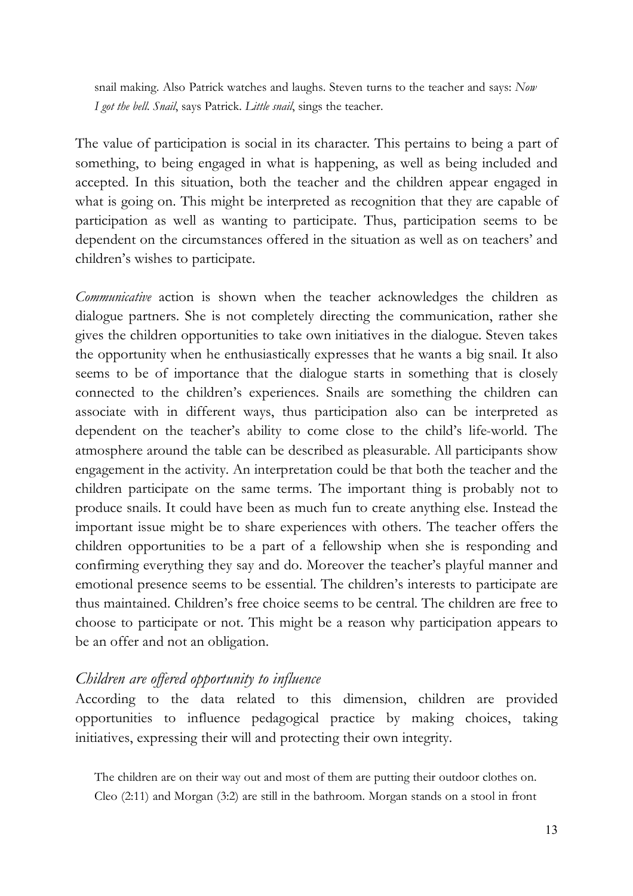snail making. Also Patrick watches and laughs. Steven turns to the teacher and says: *Now I got the bell. Snail*, says Patrick. *Little snail*, sings the teacher.

The value of participation is social in its character. This pertains to being a part of something, to being engaged in what is happening, as well as being included and accepted. In this situation, both the teacher and the children appear engaged in what is going on. This might be interpreted as recognition that they are capable of participation as well as wanting to participate. Thus, participation seems to be dependent on the circumstances offered in the situation as well as on teachers' and children's wishes to participate.

*Communicative* action is shown when the teacher acknowledges the children as dialogue partners. She is not completely directing the communication, rather she gives the children opportunities to take own initiatives in the dialogue. Steven takes the opportunity when he enthusiastically expresses that he wants a big snail. It also seems to be of importance that the dialogue starts in something that is closely connected to the children's experiences. Snails are something the children can associate with in different ways, thus participation also can be interpreted as dependent on the teacher's ability to come close to the child's life-world. The atmosphere around the table can be described as pleasurable. All participants show engagement in the activity. An interpretation could be that both the teacher and the children participate on the same terms. The important thing is probably not to produce snails. It could have been as much fun to create anything else. Instead the important issue might be to share experiences with others. The teacher offers the children opportunities to be a part of a fellowship when she is responding and confirming everything they say and do. Moreover the teacher's playful manner and emotional presence seems to be essential. The children's interests to participate are thus maintained. Children's free choice seems to be central. The children are free to choose to participate or not. This might be a reason why participation appears to be an offer and not an obligation.

### *Children are offered opportunity to influence*

According to the data related to this dimension, children are provided opportunities to influence pedagogical practice by making choices, taking initiatives, expressing their will and protecting their own integrity.

The children are on their way out and most of them are putting their outdoor clothes on. Cleo (2:11) and Morgan (3:2) are still in the bathroom. Morgan stands on a stool in front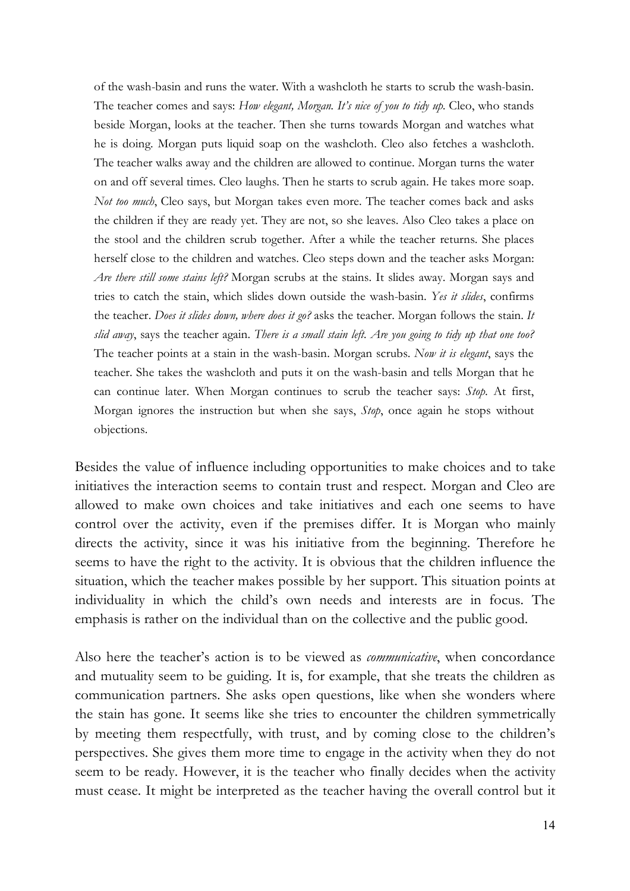of the wash-basin and runs the water. With a washcloth he starts to scrub the wash-basin. The teacher comes and says: *How elegant, Morgan. It's nice of you to tidy up.* Cleo, who stands beside Morgan, looks at the teacher. Then she turns towards Morgan and watches what he is doing. Morgan puts liquid soap on the washcloth. Cleo also fetches a washcloth. The teacher walks away and the children are allowed to continue. Morgan turns the water on and off several times. Cleo laughs. Then he starts to scrub again. He takes more soap. *Not too much*, Cleo says, but Morgan takes even more. The teacher comes back and asks the children if they are ready yet. They are not, so she leaves. Also Cleo takes a place on the stool and the children scrub together. After a while the teacher returns. She places herself close to the children and watches. Cleo steps down and the teacher asks Morgan: *Are there still some stains left?* Morgan scrubs at the stains. It slides away. Morgan says and tries to catch the stain, which slides down outside the wash-basin. *Yes it slides*, confirms the teacher. *Does it slides down, where does it go?* asks the teacher. Morgan follows the stain. *It slid away*, says the teacher again. *There is a small stain left. Are you going to tidy up that one too?* The teacher points at a stain in the wash-basin. Morgan scrubs. *Now it is elegant*, says the teacher. She takes the washcloth and puts it on the wash-basin and tells Morgan that he can continue later. When Morgan continues to scrub the teacher says: *Stop*. At first, Morgan ignores the instruction but when she says, *Stop*, once again he stops without objections.

Besides the value of influence including opportunities to make choices and to take initiatives the interaction seems to contain trust and respect. Morgan and Cleo are allowed to make own choices and take initiatives and each one seems to have control over the activity, even if the premises differ. It is Morgan who mainly directs the activity, since it was his initiative from the beginning. Therefore he seems to have the right to the activity. It is obvious that the children influence the situation, which the teacher makes possible by her support. This situation points at individuality in which the child's own needs and interests are in focus. The emphasis is rather on the individual than on the collective and the public good.

Also here the teacher's action is to be viewed as *communicative*, when concordance and mutuality seem to be guiding. It is, for example, that she treats the children as communication partners. She asks open questions, like when she wonders where the stain has gone. It seems like she tries to encounter the children symmetrically by meeting them respectfully, with trust, and by coming close to the children's perspectives. She gives them more time to engage in the activity when they do not seem to be ready. However, it is the teacher who finally decides when the activity must cease. It might be interpreted as the teacher having the overall control but it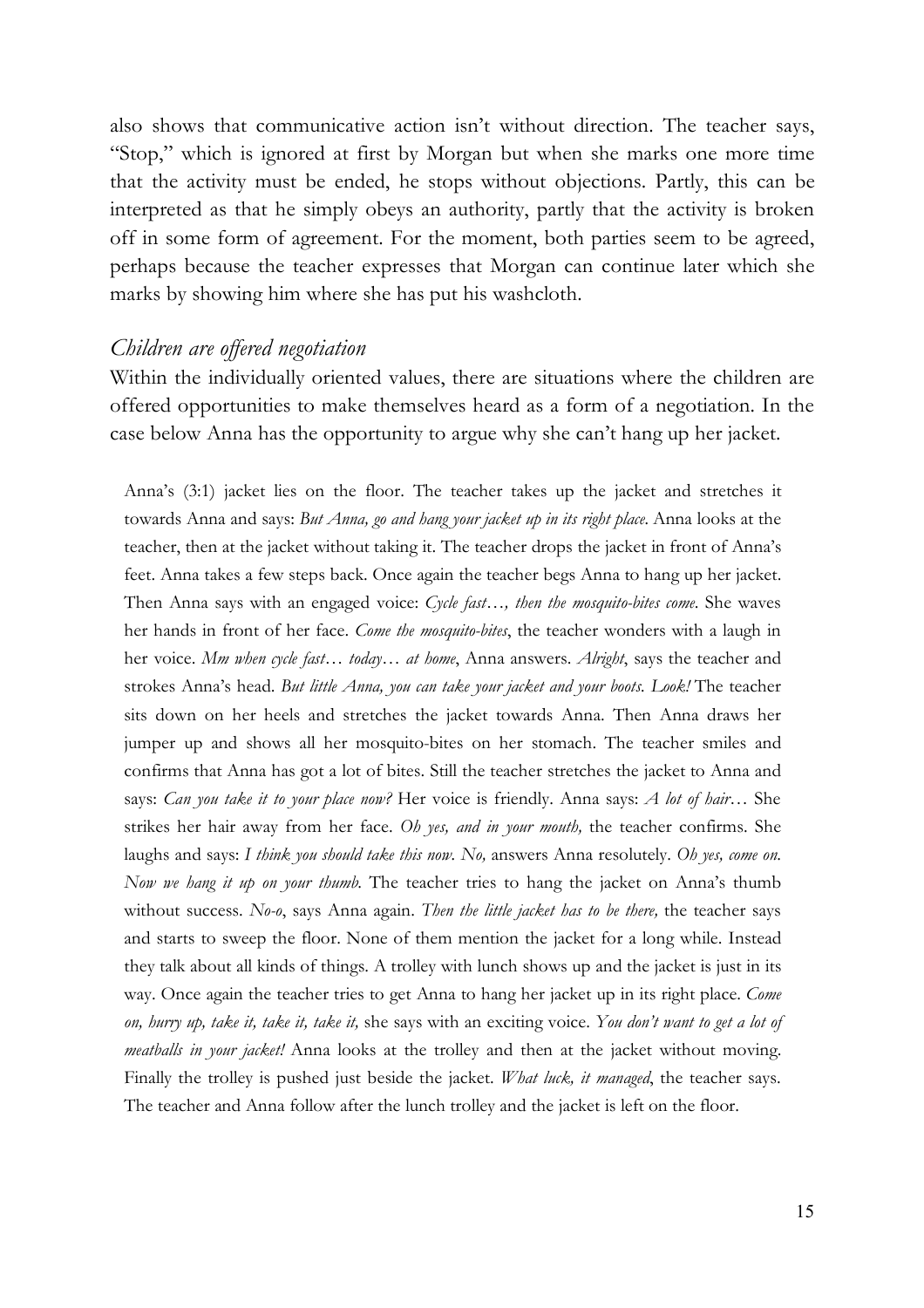also shows that communicative action isn't without direction. The teacher says, "Stop," which is ignored at first by Morgan but when she marks one more time that the activity must be ended, he stops without objections. Partly, this can be interpreted as that he simply obeys an authority, partly that the activity is broken off in some form of agreement. For the moment, both parties seem to be agreed, perhaps because the teacher expresses that Morgan can continue later which she marks by showing him where she has put his washcloth.

### *Children are offered negotiation*

Within the individually oriented values, there are situations where the children are offered opportunities to make themselves heard as a form of a negotiation. In the case below Anna has the opportunity to argue why she can't hang up her jacket.

> Anna's (3:1) jacket lies on the floor. The teacher takes up the jacket and stretches it towards Anna and says: *But Anna, go and hang your jacket up in its right place.* Anna looks at the teacher, then at the jacket without taking it. The teacher drops the jacket in front of Anna's feet. Anna takes a few steps back. Once again the teacher begs Anna to hang up her jacket. Then Anna says with an engaged voice: *Cycle fast…, then the mosquito-bites come.* She waves her hands in front of her face. *Come the mosquito-bites*, the teacher wonders with a laugh in her voice. *Mm when cycle fast… today… at home*, Anna answers. *Alright*, says the teacher and strokes Anna's head. *But little Anna, you can take your jacket and your boots. Look!* The teacher sits down on her heels and stretches the jacket towards Anna. Then Anna draws her jumper up and shows all her mosquito-bites on her stomach. The teacher smiles and confirms that Anna has got a lot of bites. Still the teacher stretches the jacket to Anna and says: *Can you take it to your place now?* Her voice is friendly. Anna says: *A lot of hair…* She strikes her hair away from her face. *Oh yes, and in your mouth,* the teacher confirms. She laughs and says: *I think you should take this now. No,* answers Anna resolutely. *Oh yes, come on. Now we hang it up on your thumb.* The teacher tries to hang the jacket on Anna's thumb without success. *No-o*, says Anna again. *Then the little jacket has to be there,* the teacher says and starts to sweep the floor. None of them mention the jacket for a long while. Instead they talk about all kinds of things. A trolley with lunch shows up and the jacket is just in its way. Once again the teacher tries to get Anna to hang her jacket up in its right place. *Come on, hurry up, take it, take it, take it,* she says with an exciting voice. *You don't want to get a lot of meatballs in your jacket!* Anna looks at the trolley and then at the jacket without moving. Finally the trolley is pushed just beside the jacket. *What luck, it managed*, the teacher says. The teacher and Anna follow after the lunch trolley and the jacket is left on the floor.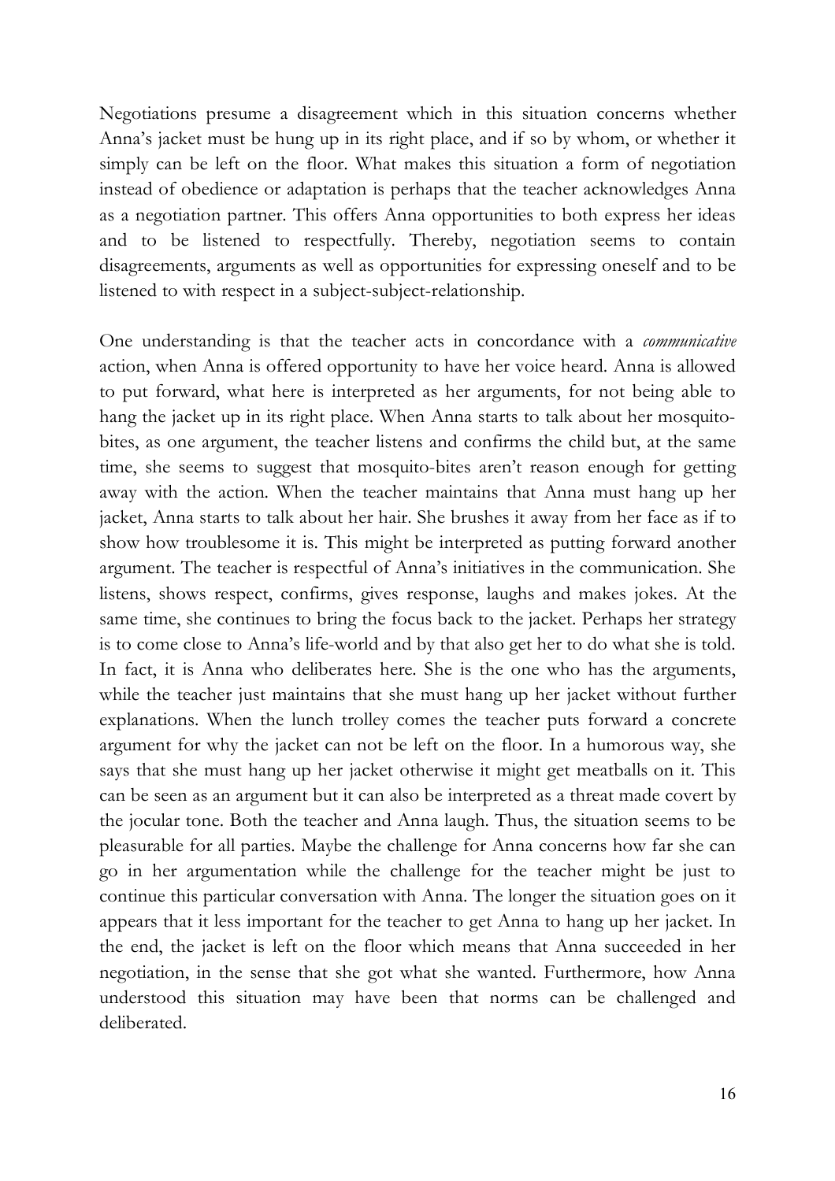Negotiations presume a disagreement which in this situation concerns whether Anna's jacket must be hung up in its right place, and if so by whom, or whether it simply can be left on the floor. What makes this situation a form of negotiation instead of obedience or adaptation is perhaps that the teacher acknowledges Anna as a negotiation partner. This offers Anna opportunities to both express her ideas and to be listened to respectfully. Thereby, negotiation seems to contain disagreements, arguments as well as opportunities for expressing oneself and to be listened to with respect in a subject-subject-relationship.

One understanding is that the teacher acts in concordance with a *communicative* action, when Anna is offered opportunity to have her voice heard. Anna is allowed to put forward, what here is interpreted as her arguments, for not being able to hang the jacket up in its right place. When Anna starts to talk about her mosquito-bites, as one argument, the teacher listens and confirms the child but, at the same time, she seems to suggest that mosquito-bites aren't reason enough for getting away with the action. When the teacher maintains that Anna must hang up her jacket, Anna starts to talk about her hair. She brushes it away from her face as if to show how troublesome it is. This might be interpreted as putting forward another argument. The teacher is respectful of Anna's initiatives in the communication. She listens, shows respect, confirms, gives response, laughs and makes jokes. At the same time, she continues to bring the focus back to the jacket. Perhaps her strategy is to come close to Anna's life-world and by that also get her to do what she is told. In fact, it is Anna who deliberates here. She is the one who has the arguments, while the teacher just maintains that she must hang up her jacket without further explanations. When the lunch trolley comes the teacher puts forward a concrete argument for why the jacket can not be left on the floor. In a humorous way, she says that she must hang up her jacket otherwise it might get meatballs on it. This can be seen as an argument but it can also be interpreted as a threat made covert by the jocular tone. Both the teacher and Anna laugh. Thus, the situation seems to be pleasurable for all parties. Maybe the challenge for Anna concerns how far she can go in her argumentation while the challenge for the teacher might be just to continue this particular conversation with Anna. The longer the situation goes on it appears that it less important for the teacher to get Anna to hang up her jacket. In the end, the jacket is left on the floor which means that Anna succeeded in her negotiation, in the sense that she got what she wanted. Furthermore, how Anna understood this situation may have been that norms can be challenged and deliberated.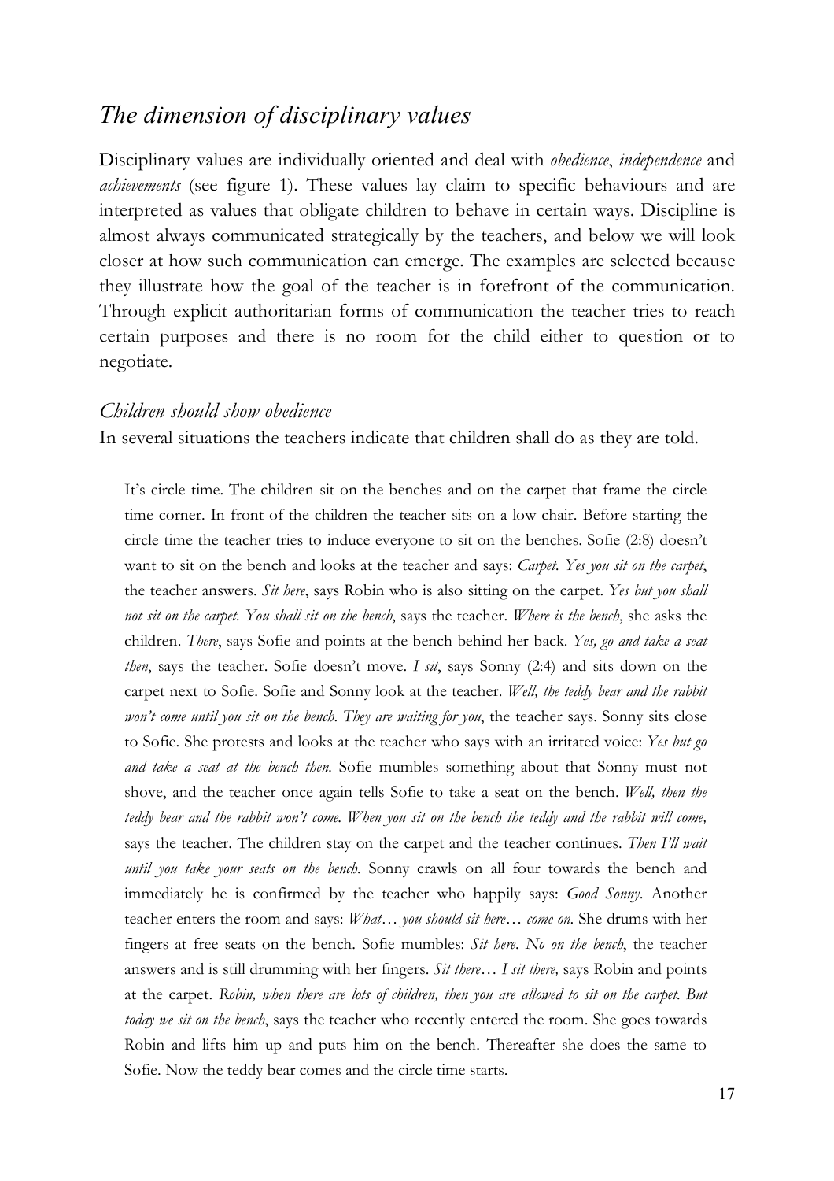## *The dimension of disciplinary values*

Disciplinary values are individually oriented and deal with *obedience*, *independence* and *achievements* (see figure 1). These values lay claim to specific behaviours and are interpreted as values that obligate children to behave in certain ways. Discipline is almost always communicated strategically by the teachers, and below we will look closer at how such communication can emerge. The examples are selected because they illustrate how the goal of the teacher is in forefront of the communication. Through explicit authoritarian forms of communication the teacher tries to reach certain purposes and there is no room for the child either to question or to negotiate.

### *Children should show obedience*

In several situations the teachers indicate that children shall do as they are told.

> It's circle time. The children sit on the benches and on the carpet that frame the circle time corner. In front of the children the teacher sits on a low chair. Before starting the circle time the teacher tries to induce everyone to sit on the benches. Sofie (2:8) doesn't want to sit on the bench and looks at the teacher and says: *Carpet. Yes you sit on the carpet*, the teacher answers. *Sit here*, says Robin who is also sitting on the carpet. *Yes but you shall not sit on the carpet. You shall sit on the bench*, says the teacher. *Where is the bench*, she asks the children. *There*, says Sofie and points at the bench behind her back. *Yes, go and take a seat then*, says the teacher. Sofie doesn't move. *I sit*, says Sonny (2:4) and sits down on the carpet next to Sofie. Sofie and Sonny look at the teacher. *Well, the teddy bear and the rabbit won't come until you sit on the bench. They are waiting for you*, the teacher says. Sonny sits close to Sofie. She protests and looks at the teacher who says with an irritated voice: *Yes but go and take a seat at the bench then.* Sofie mumbles something about that Sonny must not shove, and the teacher once again tells Sofie to take a seat on the bench. *Well, then the teddy bear and the rabbit won't come. When you sit on the bench the teddy and the rabbit will come,* says the teacher. The children stay on the carpet and the teacher continues. *Then I'll wait until you take your seats on the bench.* Sonny crawls on all four towards the bench and immediately he is confirmed by the teacher who happily says: *Good Sonny*. Another teacher enters the room and says: *What… you should sit here… come on*. She drums with her fingers at free seats on the bench. Sofie mumbles: *Sit here*. *No on the bench*, the teacher answers and is still drumming with her fingers. *Sit there… I sit there,* says Robin and points at the carpet. *Robin, when there are lots of children, then you are allowed to sit on the carpet. But today we sit on the bench*, says the teacher who recently entered the room. She goes towards Robin and lifts him up and puts him on the bench. Thereafter she does the same to Sofie. Now the teddy bear comes and the circle time starts.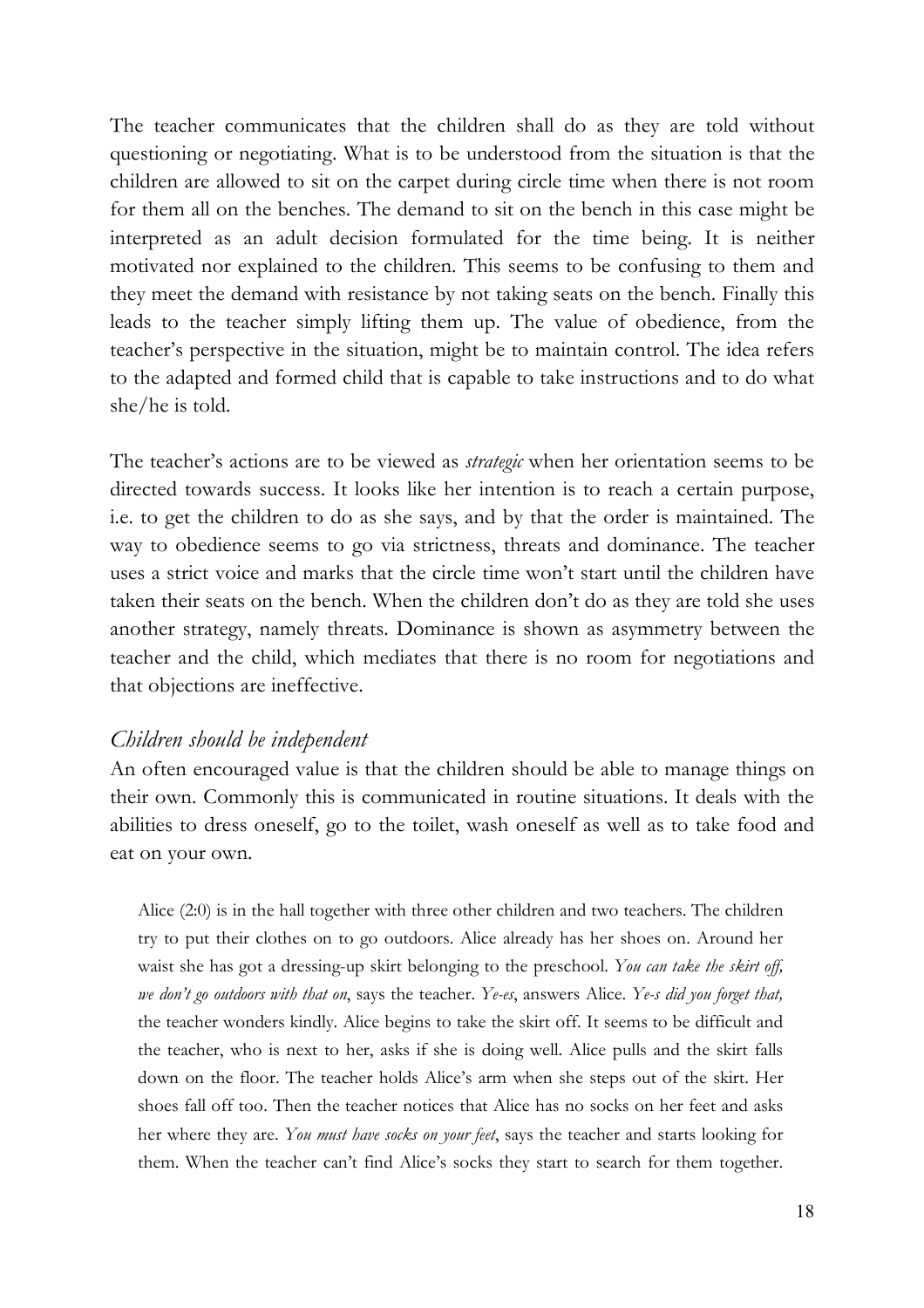The teacher communicates that the children shall do as they are told without questioning or negotiating. What is to be understood from the situation is that the children are allowed to sit on the carpet during circle time when there is not room for them all on the benches. The demand to sit on the bench in this case might be interpreted as an adult decision formulated for the time being. It is neither motivated nor explained to the children. This seems to be confusing to them and they meet the demand with resistance by not taking seats on the bench. Finally this leads to the teacher simply lifting them up. The value of obedience, from the teacher's perspective in the situation, might be to maintain control. The idea refers to the adapted and formed child that is capable to take instructions and to do what she/he is told.

The teacher's actions are to be viewed as *strategic* when her orientation seems to be directed towards success. It looks like her intention is to reach a certain purpose, i.e. to get the children to do as she says, and by that the order is maintained. The way to obedience seems to go via strictness, threats and dominance. The teacher uses a strict voice and marks that the circle time won't start until the children have taken their seats on the bench. When the children don't do as they are told she uses another strategy, namely threats. Dominance is shown as asymmetry between the teacher and the child, which mediates that there is no room for negotiations and that objections are ineffective.

### *Children should be independent*

An often encouraged value is that the children should be able to manage things on their own. Commonly this is communicated in routine situations. It deals with the abilities to dress oneself, go to the toilet, wash oneself as well as to take food and eat on your own.

> Alice (2:0) is in the hall together with three other children and two teachers. The children try to put their clothes on to go outdoors. Alice already has her shoes on. Around her waist she has got a dressing-up skirt belonging to the preschool. *You can take the skirt off, we don't go outdoors with that on*, says the teacher. *Ye-es*, answers Alice. *Ye-s did you forget that,* the teacher wonders kindly. Alice begins to take the skirt off. It seems to be difficult and the teacher, who is next to her, asks if she is doing well. Alice pulls and the skirt falls down on the floor. The teacher holds Alice's arm when she steps out of the skirt. Her shoes fall off too. Then the teacher notices that Alice has no socks on her feet and asks her where they are. *You must have socks on your feet*, says the teacher and starts looking for them. When the teacher can't find Alice's socks they start to search for them together.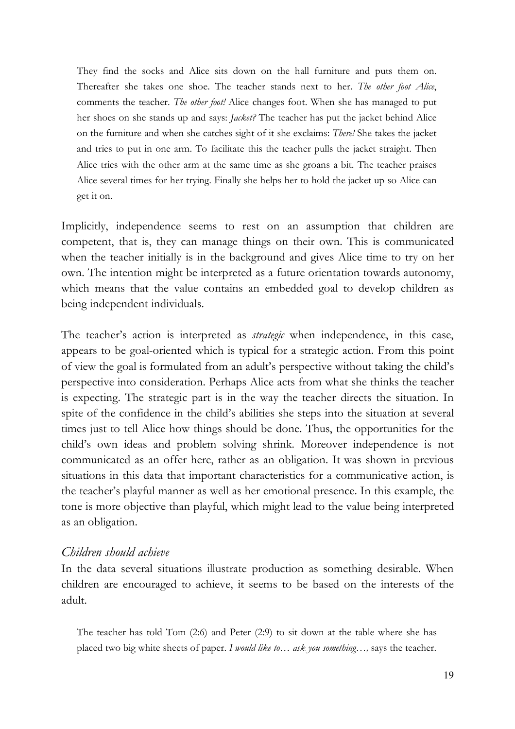> They find the socks and Alice sits down on the hall furniture and puts them on. Thereafter she takes one shoe. The teacher stands next to her. *The other foot Alice*, comments the teacher. *The other foot!* Alice changes foot. When she has managed to put her shoes on she stands up and says: *Jacket?* The teacher has put the jacket behind Alice on the furniture and when she catches sight of it she exclaims: *There!* She takes the jacket and tries to put in one arm. To facilitate this the teacher pulls the jacket straight. Then Alice tries with the other arm at the same time as she groans a bit. The teacher praises Alice several times for her trying. Finally she helps her to hold the jacket up so Alice can get it on.

Implicitly, independence seems to rest on an assumption that children are competent, that is, they can manage things on their own. This is communicated when the teacher initially is in the background and gives Alice time to try on her own. The intention might be interpreted as a future orientation towards autonomy, which means that the value contains an embedded goal to develop children as being independent individuals.

The teacher's action is interpreted as *strategic* when independence, in this case, appears to be goal-oriented which is typical for a strategic action. From this point of view the goal is formulated from an adult's perspective without taking the child's perspective into consideration. Perhaps Alice acts from what she thinks the teacher is expecting. The strategic part is in the way the teacher directs the situation. In spite of the confidence in the child's abilities she steps into the situation at several times just to tell Alice how things should be done. Thus, the opportunities for the child's own ideas and problem solving shrink. Moreover independence is not communicated as an offer here, rather as an obligation. It was shown in previous situations in this data that important characteristics for a communicative action, is the teacher's playful manner as well as her emotional presence. In this example, the tone is more objective than playful, which might lead to the value being interpreted as an obligation.

### *Children should achieve*

In the data several situations illustrate production as something desirable. When children are encouraged to achieve, it seems to be based on the interests of the adult.

> The teacher has told Tom (2:6) and Peter (2:9) to sit down at the table where she has placed two big white sheets of paper. *I would like to… ask you something…,* says the teacher.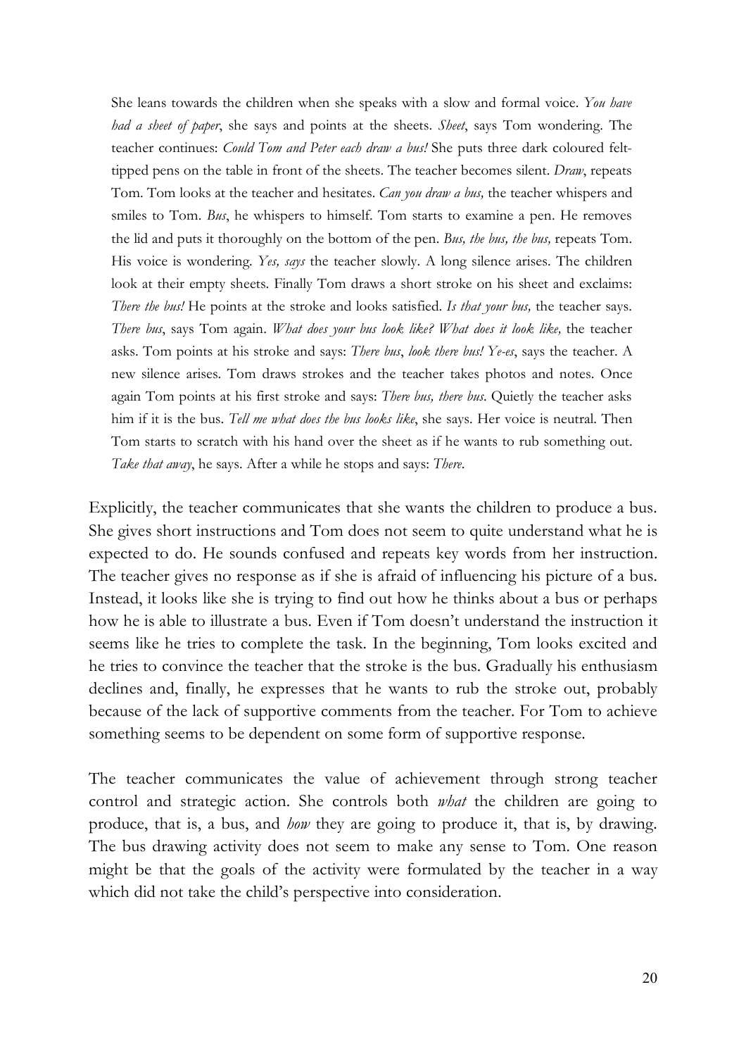> She leans towards the children when she speaks with a slow and formal voice. *You have had a sheet of paper*, she says and points at the sheets. *Sheet*, says Tom wondering. The teacher continues: *Could Tom and Peter each draw a bus!* She puts three dark coloured felt-tipped pens on the table in front of the sheets. The teacher becomes silent. *Draw*, repeats Tom. Tom looks at the teacher and hesitates. *Can you draw a bus,* the teacher whispers and smiles to Tom. *Bus*, he whispers to himself. Tom starts to examine a pen. He removes the lid and puts it thoroughly on the bottom of the pen. *Bus, the bus, the bus,* repeats Tom. His voice is wondering. *Yes, says* the teacher slowly. A long silence arises. The children look at their empty sheets. Finally Tom draws a short stroke on his sheet and exclaims: *There the bus!* He points at the stroke and looks satisfied. *Is that your bus,* the teacher says. *There bus*, says Tom again. *What does your bus look like? What does it look like,* the teacher asks. Tom points at his stroke and says: *There bus*, *look there bus! Ye-es*, says the teacher. A new silence arises. Tom draws strokes and the teacher takes photos and notes. Once again Tom points at his first stroke and says: *There bus, there bus*. Quietly the teacher asks him if it is the bus. *Tell me what does the bus looks like*, she says. Her voice is neutral. Then Tom starts to scratch with his hand over the sheet as if he wants to rub something out. *Take that away*, he says. After a while he stops and says: *There*.

Explicitly, the teacher communicates that she wants the children to produce a bus. She gives short instructions and Tom does not seem to quite understand what he is expected to do. He sounds confused and repeats key words from her instruction. The teacher gives no response as if she is afraid of influencing his picture of a bus. Instead, it looks like she is trying to find out how he thinks about a bus or perhaps how he is able to illustrate a bus. Even if Tom doesn't understand the instruction it seems like he tries to complete the task. In the beginning, Tom looks excited and he tries to convince the teacher that the stroke is the bus. Gradually his enthusiasm declines and, finally, he expresses that he wants to rub the stroke out, probably because of the lack of supportive comments from the teacher. For Tom to achieve something seems to be dependent on some form of supportive response.

The teacher communicates the value of achievement through strong teacher control and strategic action. She controls both *what* the children are going to produce, that is, a bus, and *how* they are going to produce it, that is, by drawing. The bus drawing activity does not seem to make any sense to Tom. One reason might be that the goals of the activity were formulated by the teacher in a way which did not take the child's perspective into consideration.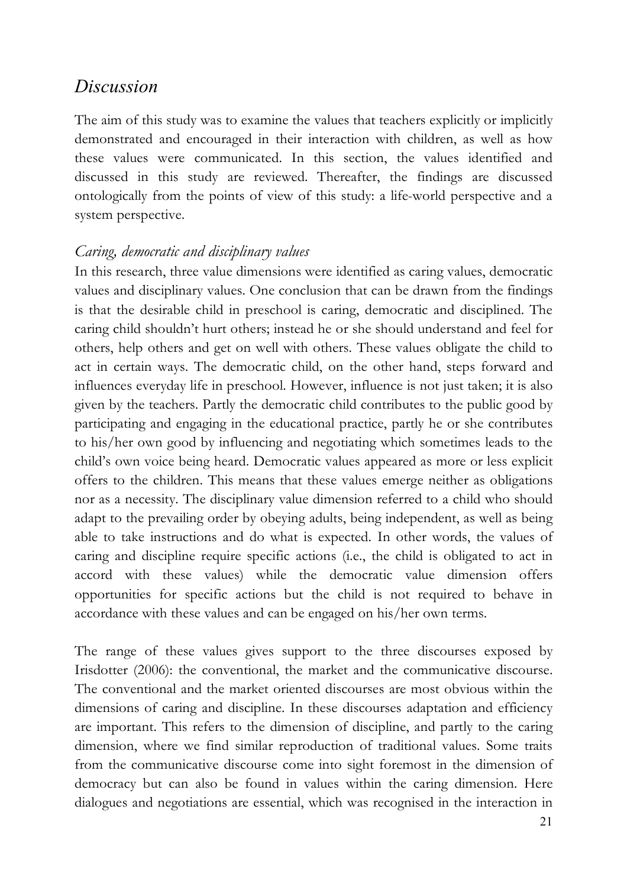# *Discussion*

The aim of this study was to examine the values that teachers explicitly or implicitly demonstrated and encouraged in their interaction with children, as well as how these values were communicated. In this section, the values identified and discussed in this study are reviewed. Thereafter, the findings are discussed ontologically from the points of view of this study: a life-world perspective and a system perspective.

## *Caring, democratic and disciplinary values*

In this research, three value dimensions were identified as caring values, democratic values and disciplinary values. One conclusion that can be drawn from the findings is that the desirable child in preschool is caring, democratic and disciplined. The caring child shouldn't hurt others; instead he or she should understand and feel for others, help others and get on well with others. These values obligate the child to act in certain ways. The democratic child, on the other hand, steps forward and influences everyday life in preschool. However, influence is not just taken; it is also given by the teachers. Partly the democratic child contributes to the public good by participating and engaging in the educational practice, partly he or she contributes to his/her own good by influencing and negotiating which sometimes leads to the child's own voice being heard. Democratic values appeared as more or less explicit offers to the children. This means that these values emerge neither as obligations nor as a necessity. The disciplinary value dimension referred to a child who should adapt to the prevailing order by obeying adults, being independent, as well as being able to take instructions and do what is expected. In other words, the values of caring and discipline require specific actions (i.e., the child is obligated to act in accord with these values) while the democratic value dimension offers opportunities for specific actions but the child is not required to behave in accordance with these values and can be engaged on his/her own terms.

The range of these values gives support to the three discourses exposed by Irisdotter (2006): the conventional, the market and the communicative discourse. The conventional and the market oriented discourses are most obvious within the dimensions of caring and discipline. In these discourses adaptation and efficiency are important. This refers to the dimension of discipline, and partly to the caring dimension, where we find similar reproduction of traditional values. Some traits from the communicative discourse come into sight foremost in the dimension of democracy but can also be found in values within the caring dimension. Here dialogues and negotiations are essential, which was recognised in the interaction in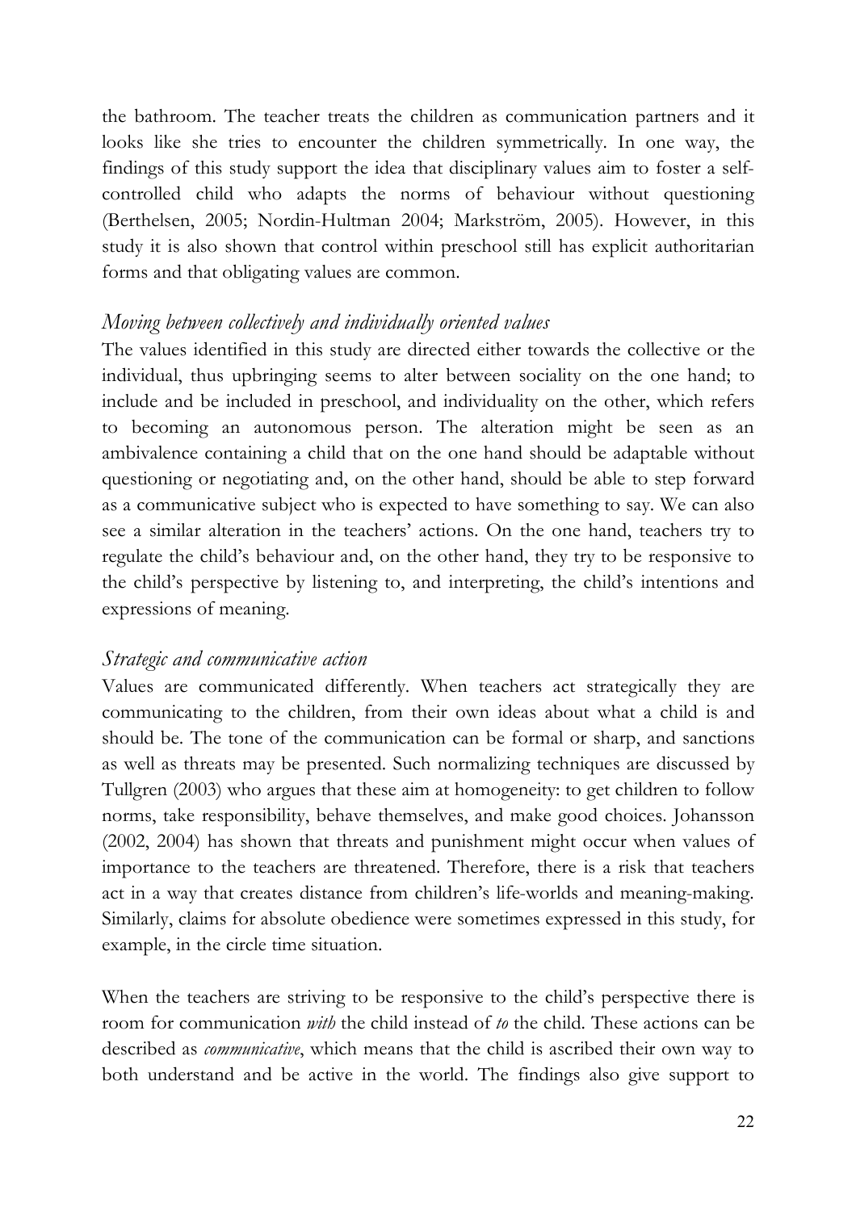the bathroom. The teacher treats the children as communication partners and it looks like she tries to encounter the children symmetrically. In one way, the findings of this study support the idea that disciplinary values aim to foster a self-controlled child who adapts the norms of behaviour without questioning (Berthelsen, 2005; Nordin-Hultman 2004; Markström, 2005). However, in this study it is also shown that control within preschool still has explicit authoritarian forms and that obligating values are common.

### *Moving between collectively and individually oriented values*

The values identified in this study are directed either towards the collective or the individual, thus upbringing seems to alter between sociality on the one hand; to include and be included in preschool, and individuality on the other, which refers to becoming an autonomous person. The alteration might be seen as an ambivalence containing a child that on the one hand should be adaptable without questioning or negotiating and, on the other hand, should be able to step forward as a communicative subject who is expected to have something to say. We can also see a similar alteration in the teachers' actions. On the one hand, teachers try to regulate the child's behaviour and, on the other hand, they try to be responsive to the child's perspective by listening to, and interpreting, the child's intentions and expressions of meaning.

### *Strategic and communicative action*

Values are communicated differently. When teachers act strategically they are communicating to the children, from their own ideas about what a child is and should be. The tone of the communication can be formal or sharp, and sanctions as well as threats may be presented. Such normalizing techniques are discussed by Tullgren (2003) who argues that these aim at homogeneity: to get children to follow norms, take responsibility, behave themselves, and make good choices. Johansson (2002, 2004) has shown that threats and punishment might occur when values of importance to the teachers are threatened. Therefore, there is a risk that teachers act in a way that creates distance from children's life-worlds and meaning-making. Similarly, claims for absolute obedience were sometimes expressed in this study, for example, in the circle time situation.

When the teachers are striving to be responsive to the child's perspective there is room for communication *with* the child instead of *to* the child. These actions can be described as *communicative*, which means that the child is ascribed their own way to both understand and be active in the world. The findings also give support to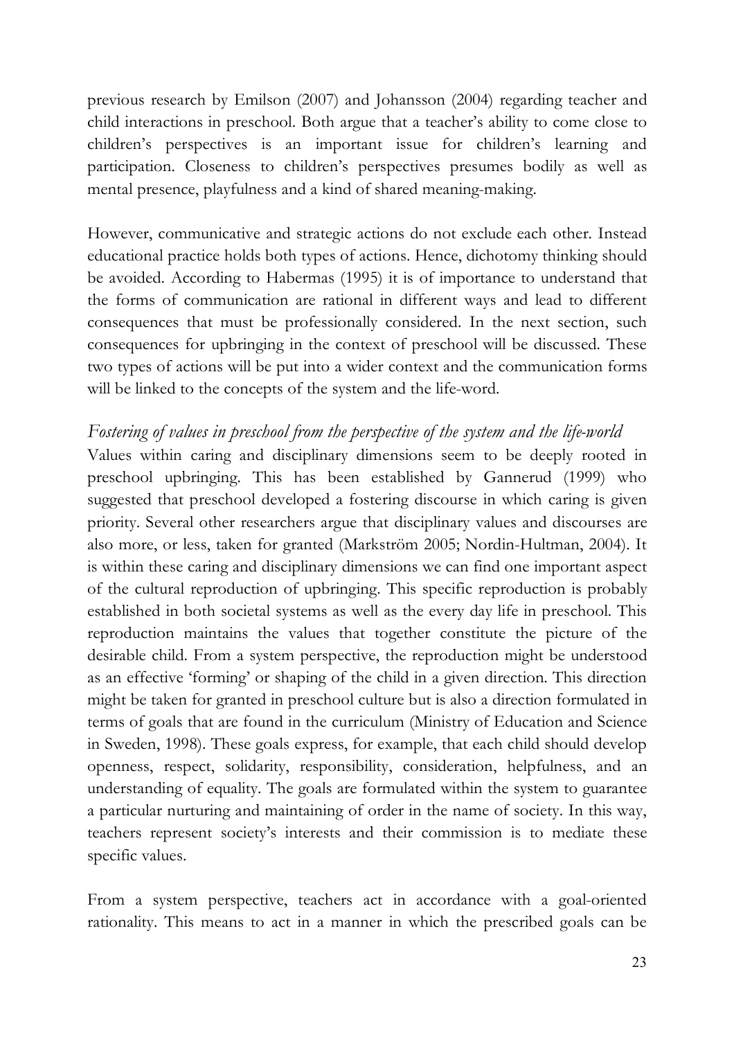previous research by Emilson (2007) and Johansson (2004) regarding teacher and child interactions in preschool. Both argue that a teacher's ability to come close to children's perspectives is an important issue for children's learning and participation. Closeness to children's perspectives presumes bodily as well as mental presence, playfulness and a kind of shared meaning-making.

However, communicative and strategic actions do not exclude each other. Instead educational practice holds both types of actions. Hence, dichotomy thinking should be avoided. According to Habermas (1995) it is of importance to understand that the forms of communication are rational in different ways and lead to different consequences that must be professionally considered. In the next section, such consequences for upbringing in the context of preschool will be discussed. These two types of actions will be put into a wider context and the communication forms will be linked to the concepts of the system and the life-word.

### *Fostering of values in preschool from the perspective of the system and the life-world*

Values within caring and disciplinary dimensions seem to be deeply rooted in preschool upbringing. This has been established by Gannerud (1999) who suggested that preschool developed a fostering discourse in which caring is given priority. Several other researchers argue that disciplinary values and discourses are also more, or less, taken for granted (Markström 2005; Nordin-Hultman, 2004). It is within these caring and disciplinary dimensions we can find one important aspect of the cultural reproduction of upbringing. This specific reproduction is probably established in both societal systems as well as the every day life in preschool. This reproduction maintains the values that together constitute the picture of the desirable child. From a system perspective, the reproduction might be understood as an effective 'forming' or shaping of the child in a given direction. This direction might be taken for granted in preschool culture but is also a direction formulated in terms of goals that are found in the curriculum (Ministry of Education and Science in Sweden, 1998). These goals express, for example, that each child should develop openness, respect, solidarity, responsibility, consideration, helpfulness, and an understanding of equality. The goals are formulated within the system to guarantee a particular nurturing and maintaining of order in the name of society. In this way, teachers represent society's interests and their commission is to mediate these specific values.

From a system perspective, teachers act in accordance with a goal-oriented rationality. This means to act in a manner in which the prescribed goals can be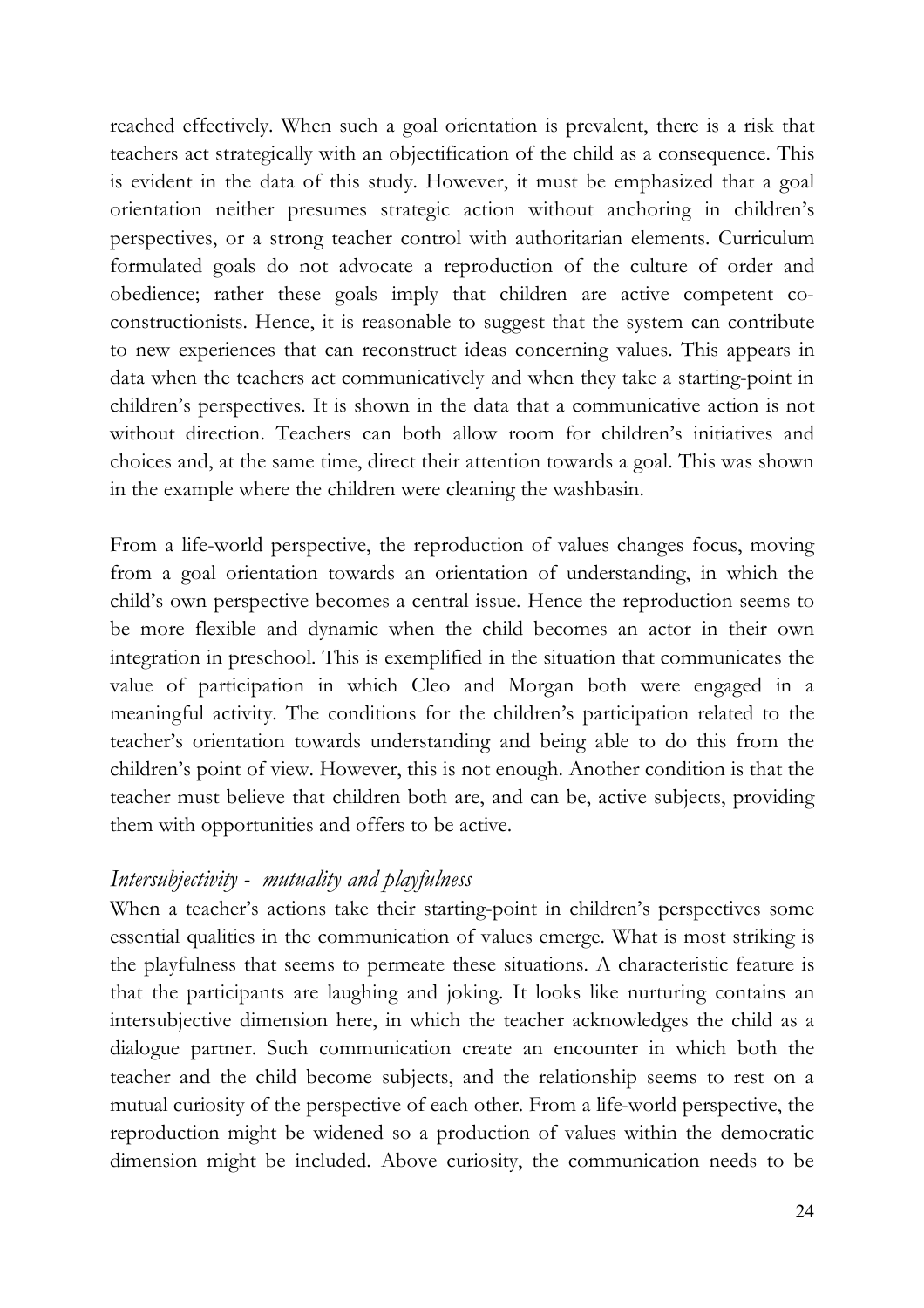reached effectively. When such a goal orientation is prevalent, there is a risk that teachers act strategically with an objectification of the child as a consequence. This is evident in the data of this study. However, it must be emphasized that a goal orientation neither presumes strategic action without anchoring in children's perspectives, or a strong teacher control with authoritarian elements. Curriculum formulated goals do not advocate a reproduction of the culture of order and obedience; rather these goals imply that children are active competent co-constructionists. Hence, it is reasonable to suggest that the system can contribute to new experiences that can reconstruct ideas concerning values. This appears in data when the teachers act communicatively and when they take a starting-point in children's perspectives. It is shown in the data that a communicative action is not without direction. Teachers can both allow room for children's initiatives and choices and, at the same time, direct their attention towards a goal. This was shown in the example where the children were cleaning the washbasin.

From a life-world perspective, the reproduction of values changes focus, moving from a goal orientation towards an orientation of understanding, in which the child's own perspective becomes a central issue. Hence the reproduction seems to be more flexible and dynamic when the child becomes an actor in their own integration in preschool. This is exemplified in the situation that communicates the value of participation in which Cleo and Morgan both were engaged in a meaningful activity. The conditions for the children's participation related to the teacher's orientation towards understanding and being able to do this from the children's point of view. However, this is not enough. Another condition is that the teacher must believe that children both are, and can be, active subjects, providing them with opportunities and offers to be active.

### *Intersubjectivity - mutuality and playfulness*

When a teacher's actions take their starting-point in children's perspectives some essential qualities in the communication of values emerge. What is most striking is the playfulness that seems to permeate these situations. A characteristic feature is that the participants are laughing and joking. It looks like nurturing contains an intersubjective dimension here, in which the teacher acknowledges the child as a dialogue partner. Such communication create an encounter in which both the teacher and the child become subjects, and the relationship seems to rest on a mutual curiosity of the perspective of each other. From a life-world perspective, the reproduction might be widened so a production of values within the democratic dimension might be included. Above curiosity, the communication needs to be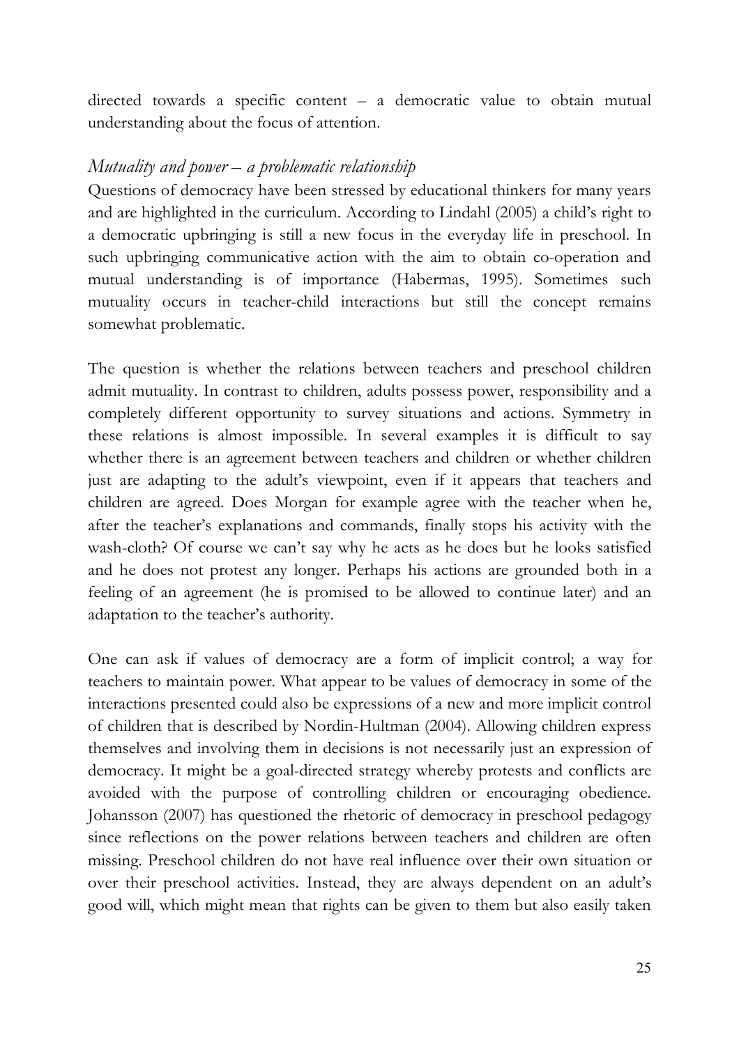directed towards a specific content – a democratic value to obtain mutual understanding about the focus of attention.

### *Mutuality and power – a problematic relationship*

Questions of democracy have been stressed by educational thinkers for many years and are highlighted in the curriculum. According to Lindahl (2005) a child's right to a democratic upbringing is still a new focus in the everyday life in preschool. In such upbringing communicative action with the aim to obtain co-operation and mutual understanding is of importance (Habermas, 1995). Sometimes such mutuality occurs in teacher-child interactions but still the concept remains somewhat problematic.

The question is whether the relations between teachers and preschool children admit mutuality. In contrast to children, adults possess power, responsibility and a completely different opportunity to survey situations and actions. Symmetry in these relations is almost impossible. In several examples it is difficult to say whether there is an agreement between teachers and children or whether children just are adapting to the adult's viewpoint, even if it appears that teachers and children are agreed. Does Morgan for example agree with the teacher when he, after the teacher's explanations and commands, finally stops his activity with the wash-cloth? Of course we can't say why he acts as he does but he looks satisfied and he does not protest any longer. Perhaps his actions are grounded both in a feeling of an agreement (he is promised to be allowed to continue later) and an adaptation to the teacher's authority.

One can ask if values of democracy are a form of implicit control; a way for teachers to maintain power. What appear to be values of democracy in some of the interactions presented could also be expressions of a new and more implicit control of children that is described by Nordin-Hultman (2004). Allowing children express themselves and involving them in decisions is not necessarily just an expression of democracy. It might be a goal-directed strategy whereby protests and conflicts are avoided with the purpose of controlling children or encouraging obedience. Johansson (2007) has questioned the rhetoric of democracy in preschool pedagogy since reflections on the power relations between teachers and children are often missing. Preschool children do not have real influence over their own situation or over their preschool activities. Instead, they are always dependent on an adult's good will, which might mean that rights can be given to them but also easily taken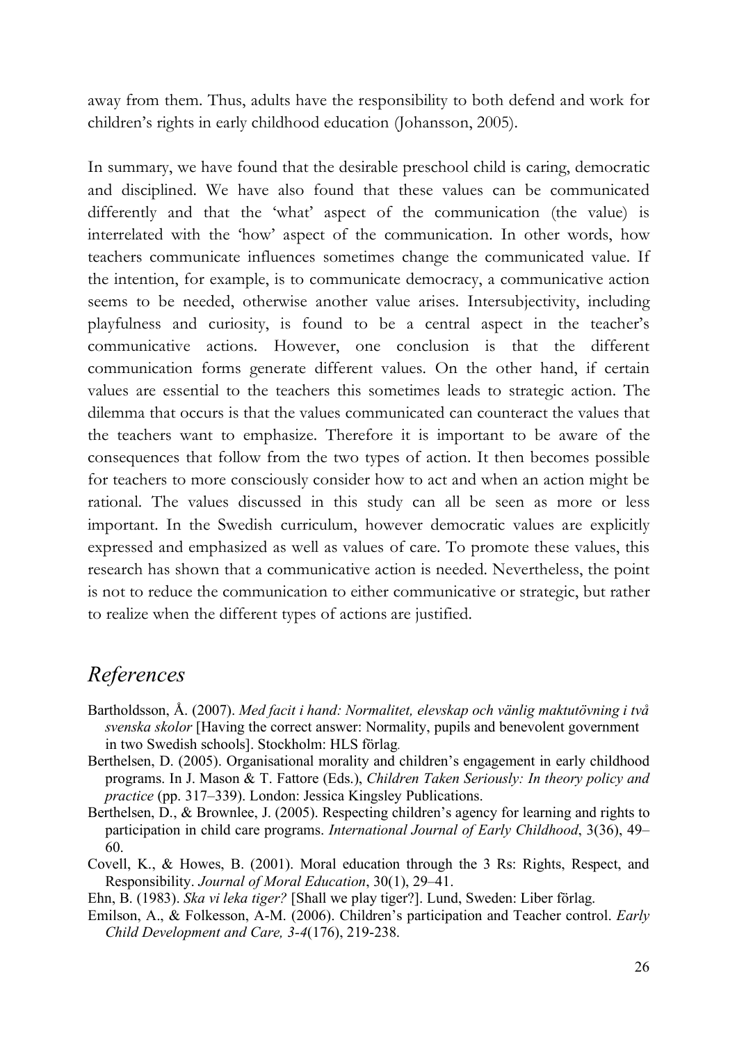away from them. Thus, adults have the responsibility to both defend and work for children's rights in early childhood education (Johansson, 2005).

In summary, we have found that the desirable preschool child is caring, democratic and disciplined. We have also found that these values can be communicated differently and that the 'what' aspect of the communication (the value) is interrelated with the 'how' aspect of the communication. In other words, how teachers communicate influences sometimes change the communicated value. If the intention, for example, is to communicate democracy, a communicative action seems to be needed, otherwise another value arises. Intersubjectivity, including playfulness and curiosity, is found to be a central aspect in the teacher's communicative actions. However, one conclusion is that the different communication forms generate different values. On the other hand, if certain values are essential to the teachers this sometimes leads to strategic action. The dilemma that occurs is that the values communicated can counteract the values that the teachers want to emphasize. Therefore it is important to be aware of the consequences that follow from the two types of action. It then becomes possible for teachers to more consciously consider how to act and when an action might be rational. The values discussed in this study can all be seen as more or less important. In the Swedish curriculum, however democratic values are explicitly expressed and emphasized as well as values of care. To promote these values, this research has shown that a communicative action is needed. Nevertheless, the point is not to reduce the communication to either communicative or strategic, but rather to realize when the different types of actions are justified.

## References

Bartholdsson, Å. (2007). *Med facit i hand: Normalitet, elevskap och vänlig maktutövning i två svenska skolor* [Having the correct answer: Normality, pupils and benevolent government in two Swedish schools]. Stockholm: HLS förlag.

Berthelsen, D. (2005). Organisational morality and children's engagement in early childhood programs. In J. Mason & T. Fattore (Eds.), *Children Taken Seriously: In theory policy and practice* (pp. 317–339). London: Jessica Kingsley Publications.

Berthelsen, D., & Brownlee, J. (2005). Respecting children's agency for learning and rights to participation in child care programs. *International Journal of Early Childhood*, 3(36), 49–60.

Covell, K., & Howes, B. (2001). Moral education through the 3 Rs: Rights, Respect, and Responsibility. *Journal of Moral Education*, 30(1), 29–41.

Ehn, B. (1983). *Ska vi leka tiger?* [Shall we play tiger?]. Lund, Sweden: Liber förlag.

Emilson, A., & Folkesson, A-M. (2006). Children's participation and Teacher control. *Early Child Development and Care, 3-4*(176), 219-238.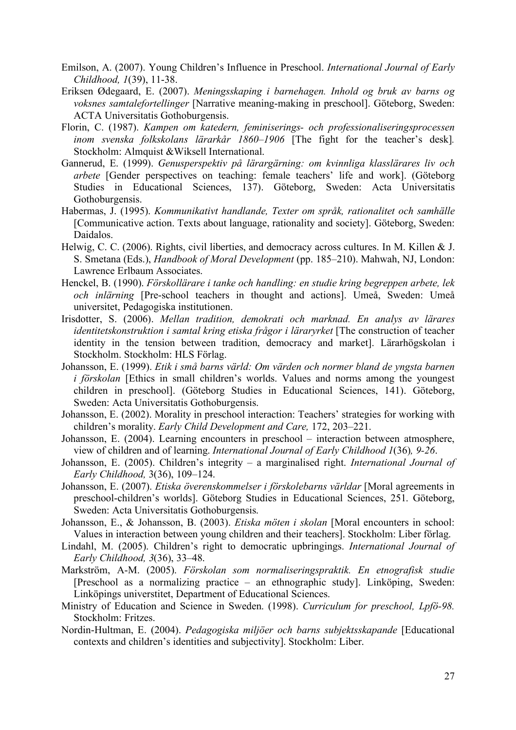Emilson, A. (2007). Young Children's Influence in Preschool. *International Journal of Early Childhood, 1*(39), 11-38.

Eriksen Ødegaard, E. (2007). *Meningsskaping i barnehagen. Inhold og bruk av barns og voksnes samtalefortellinger* [Narrative meaning-making in preschool]. Göteborg, Sweden: ACTA Universitatis Gothoburgensis.

Florin, C. (1987). *Kampen om katedern, feminiserings- och professionaliseringsprocessen inom svenska folkskolans lärarkår 1860–1906* [The fight for the teacher's desk]*.* Stockholm: Almquist &Wiksell International.

Gannerud, E. (1999). *Genusperspektiv på lärargärning: om kvinnliga klasslärares liv och arbete* [Gender perspectives on teaching: female teachers' life and work]. (Göteborg Studies in Educational Sciences, 137). Göteborg, Sweden: Acta Universitatis Gothoburgensis.

Habermas, J. (1995). *Kommunikativt handlande, Texter om språk, rationalitet och samhälle* [Communicative action. Texts about language, rationality and society]. Göteborg, Sweden: Daidalos.

Helwig, C. C. (2006). Rights, civil liberties, and democracy across cultures. In M. Killen & J. S. Smetana (Eds.), *Handbook of Moral Development* (pp. 185–210). Mahwah, NJ, London: Lawrence Erlbaum Associates.

Henckel, B. (1990). *Förskollärare i tanke och handling: en studie kring begreppen arbete, lek och inlärning* [Pre-school teachers in thought and actions]. Umeå, Sweden: Umeå universitet, Pedagogiska institutionen.

Irisdotter, S. (2006). *Mellan tradition, demokrati och marknad. En analys av lärares identitetskonstruktion i samtal kring etiska frågor i läraryrket* [The construction of teacher identity in the tension between tradition, democracy and market]. Lärarhögskolan i Stockholm. Stockholm: HLS Förlag.

Johansson, E. (1999). *Etik i små barns värld: Om värden och normer bland de yngsta barnen i förskolan* [Ethics in small children's worlds. Values and norms among the youngest children in preschool]. (Göteborg Studies in Educational Sciences, 141). Göteborg, Sweden: Acta Universitatis Gothoburgensis.

Johansson, E. (2002). Morality in preschool interaction: Teachers' strategies for working with children's morality. *Early Child Development and Care,* 172, 203–221.

Johansson, E. (2004). Learning encounters in preschool – interaction between atmosphere, view of children and of learning. *International Journal of Early Childhood 1*(36)*, 9-26*.

Johansson, E. (2005). Children's integrity – a marginalised right. *International Journal of Early Childhood,* 3(36), 109–124.

Johansson, E. (2007). *Etiska överenskommelser i förskolebarns världar* [Moral agreements in preschool-children's worlds]. Göteborg Studies in Educational Sciences, 251. Göteborg, Sweden: Acta Universitatis Gothoburgensis.

Johansson, E., & Johansson, B. (2003). *Etiska möten i skolan* [Moral encounters in school: Values in interaction between young children and their teachers]. Stockholm: Liber förlag.

Lindahl, M. (2005). Children's right to democratic upbringings. *International Journal of Early Childhood, 3*(36), 33–48.

Markström, A-M. (2005). *Förskolan som normaliseringspraktik. En etnografisk studie* [Preschool as a normalizing practice – an ethnographic study]. Linköping, Sweden: Linköpings universtitet, Department of Educational Sciences.

Ministry of Education and Science in Sweden. (1998). *Curriculum for preschool, Lpfö-98.* Stockholm: Fritzes.

Nordin-Hultman, E. (2004). *Pedagogiska miljöer och barns subjektsskapande* [Educational contexts and children's identities and subjectivity]. Stockholm: Liber.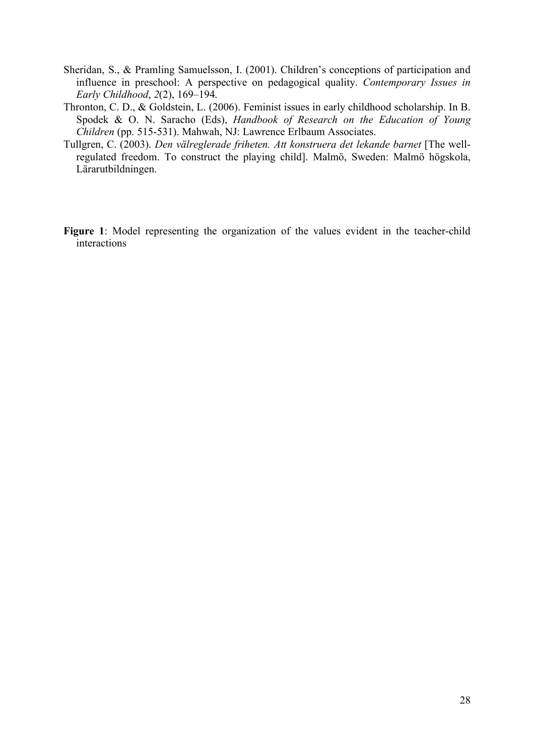Sheridan, S., & Pramling Samuelsson, I. (2001). Children's conceptions of participation and influence in preschool: A perspective on pedagogical quality. *Contemporary Issues in Early Childhood*, *2*(2), 169–194.

Thronton, C. D., & Goldstein, L. (2006). Feminist issues in early childhood scholarship. In B. Spodek & O. N. Saracho (Eds), *Handbook of Research on the Education of Young Children* (pp. 515-531). Mahwah, NJ: Lawrence Erlbaum Associates.

Tullgren, C. (2003). *Den välreglerade friheten. Att konstruera det lekande barnet* [The well-regulated freedom. To construct the playing child]. Malmö, Sweden: Malmö högskola, Lärarutbildningen.

**Figure 1**: Model representing the organization of the values evident in the teacher-child interactions